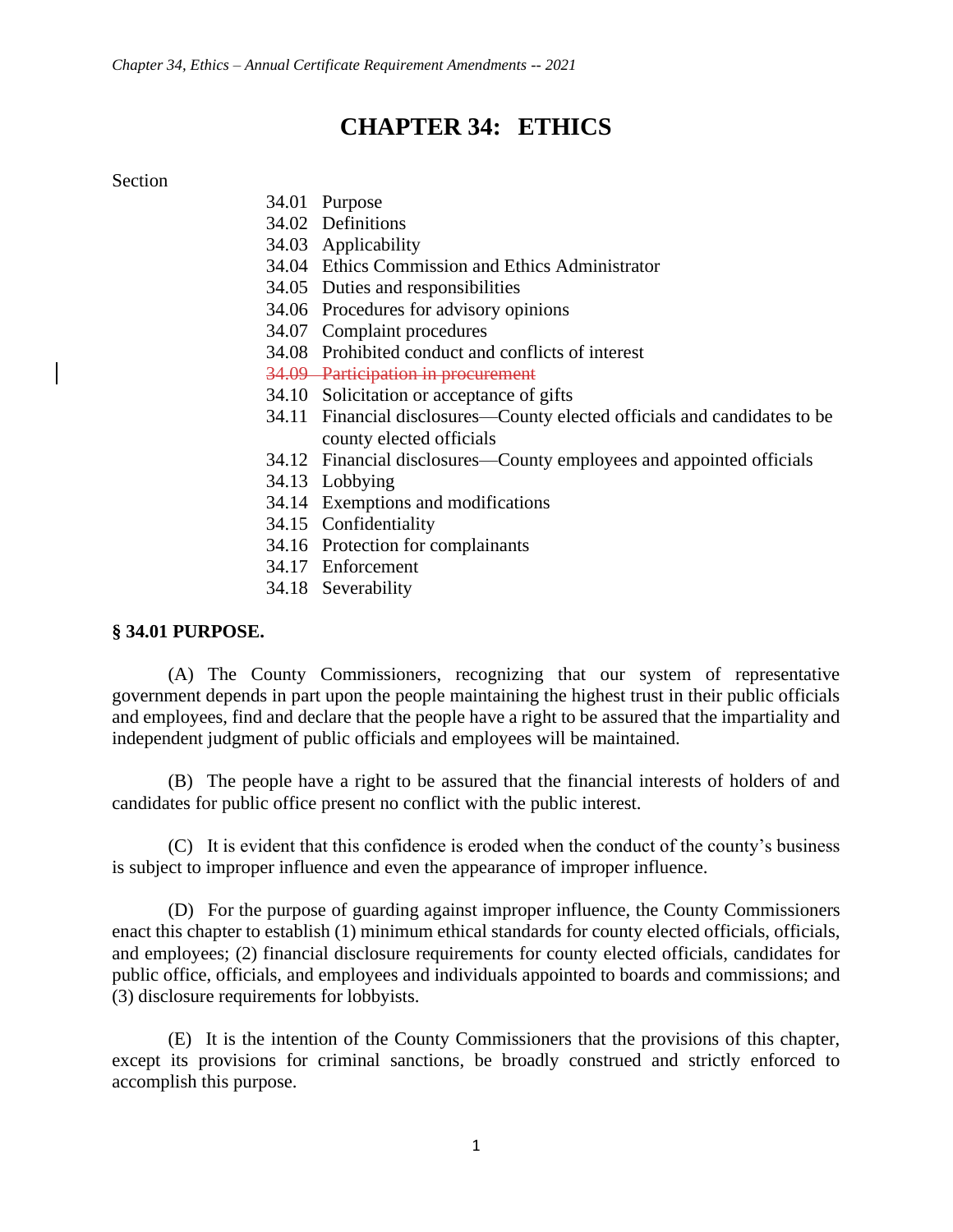# CHAPTER 34: ETHICS

Section

- 34.01 Purpose
- 34.02 Definitions
- 34.03 Applicability
- 34.04 Ethics Commission and Ethics Administrator
- 34.05 Duties and responsibilities
- 34.06 Procedures for advisory opinions
- 34.07 Complaint procedures
- 34.08 Prohibited conduct and conflicts of interest
- ~~34.09 Participation in procurement~~
- 34.10 Solicitation or acceptance of gifts
- 34.11 Financial disclosures—County elected officials and candidates to be county elected officials
- 34.12 Financial disclosures—County employees and appointed officials
- 34.13 Lobbying
- 34.14 Exemptions and modifications
- 34.15 Confidentiality
- 34.16 Protection for complainants
- 34.17 Enforcement
- 34.18 Severability

## § 34.01 PURPOSE.

(A) The County Commissioners, recognizing that our system of representative government depends in part upon the people maintaining the highest trust in their public officials and employees, find and declare that the people have a right to be assured that the impartiality and independent judgment of public officials and employees will be maintained.

(B) The people have a right to be assured that the financial interests of holders of and candidates for public office present no conflict with the public interest.

(C) It is evident that this confidence is eroded when the conduct of the county's business is subject to improper influence and even the appearance of improper influence.

(D) For the purpose of guarding against improper influence, the County Commissioners enact this chapter to establish (1) minimum ethical standards for county elected officials, officials, and employees; (2) financial disclosure requirements for county elected officials, candidates for public office, officials, and employees and individuals appointed to boards and commissions; and (3) disclosure requirements for lobbyists.

(E) It is the intention of the County Commissioners that the provisions of this chapter, except its provisions for criminal sanctions, be broadly construed and strictly enforced to accomplish this purpose.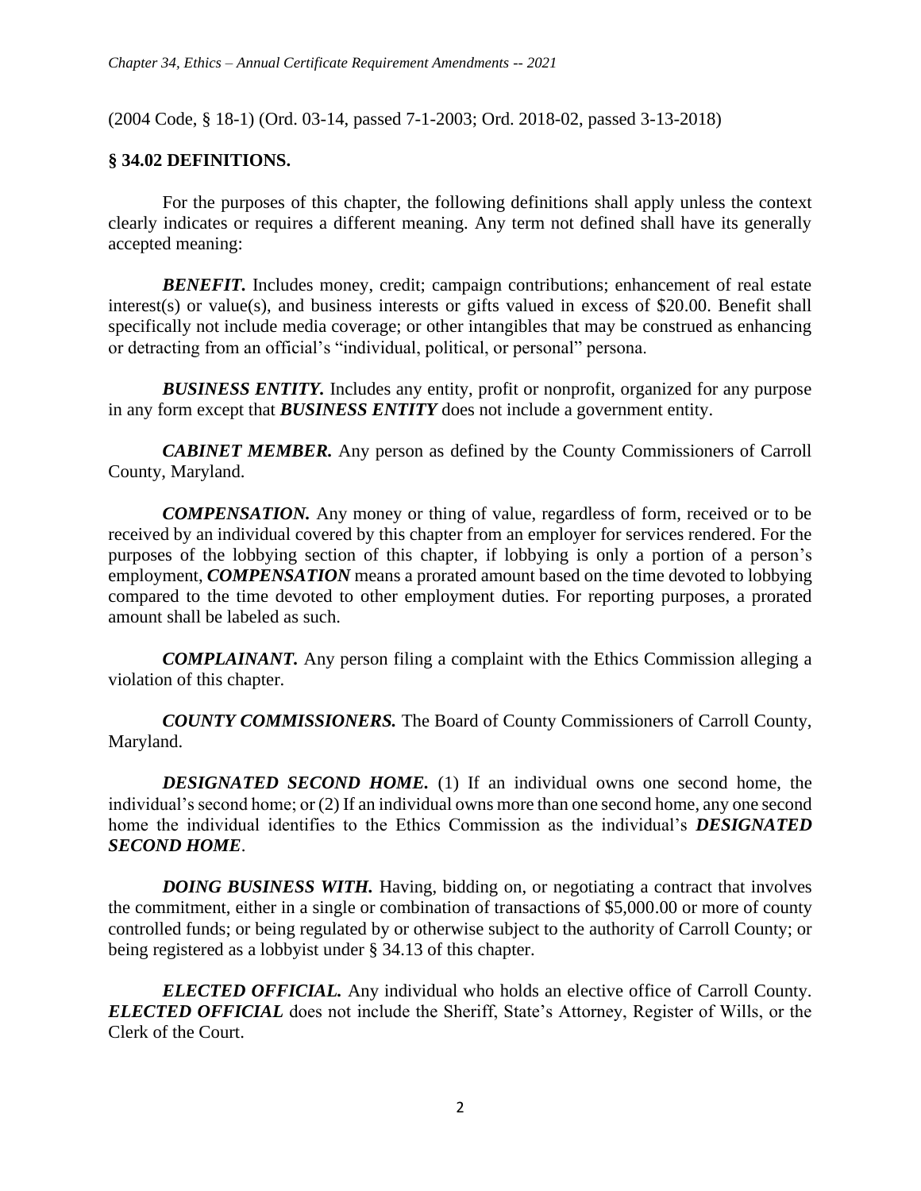(2004 Code, § 18-1) (Ord. 03-14, passed 7-1-2003; Ord. 2018-02, passed 3-13-2018)

## § 34.02 DEFINITIONS.

For the purposes of this chapter, the following definitions shall apply unless the context clearly indicates or requires a different meaning. Any term not defined shall have its generally accepted meaning:

***BENEFIT.*** Includes money, credit; campaign contributions; enhancement of real estate interest(s) or value(s), and business interests or gifts valued in excess of $20.00. Benefit shall specifically not include media coverage; or other intangibles that may be construed as enhancing or detracting from an official's "individual, political, or personal" persona.

***BUSINESS ENTITY.*** Includes any entity, profit or nonprofit, organized for any purpose in any form except that ***BUSINESS ENTITY*** does not include a government entity.

***CABINET MEMBER.*** Any person as defined by the County Commissioners of Carroll County, Maryland.

***COMPENSATION.*** Any money or thing of value, regardless of form, received or to be received by an individual covered by this chapter from an employer for services rendered. For the purposes of the lobbying section of this chapter, if lobbying is only a portion of a person's employment, ***COMPENSATION*** means a prorated amount based on the time devoted to lobbying compared to the time devoted to other employment duties. For reporting purposes, a prorated amount shall be labeled as such.

***COMPLAINANT.*** Any person filing a complaint with the Ethics Commission alleging a violation of this chapter.

***COUNTY COMMISSIONERS.*** The Board of County Commissioners of Carroll County, Maryland.

***DESIGNATED SECOND HOME.*** (1) If an individual owns one second home, the individual's second home; or (2) If an individual owns more than one second home, any one second home the individual identifies to the Ethics Commission as the individual's ***DESIGNATED SECOND HOME***.

***DOING BUSINESS WITH.*** Having, bidding on, or negotiating a contract that involves the commitment, either in a single or combination of transactions of $5,000.00 or more of county controlled funds; or being regulated by or otherwise subject to the authority of Carroll County; or being registered as a lobbyist under § 34.13 of this chapter.

***ELECTED OFFICIAL.*** Any individual who holds an elective office of Carroll County. ***ELECTED OFFICIAL*** does not include the Sheriff, State's Attorney, Register of Wills, or the Clerk of the Court.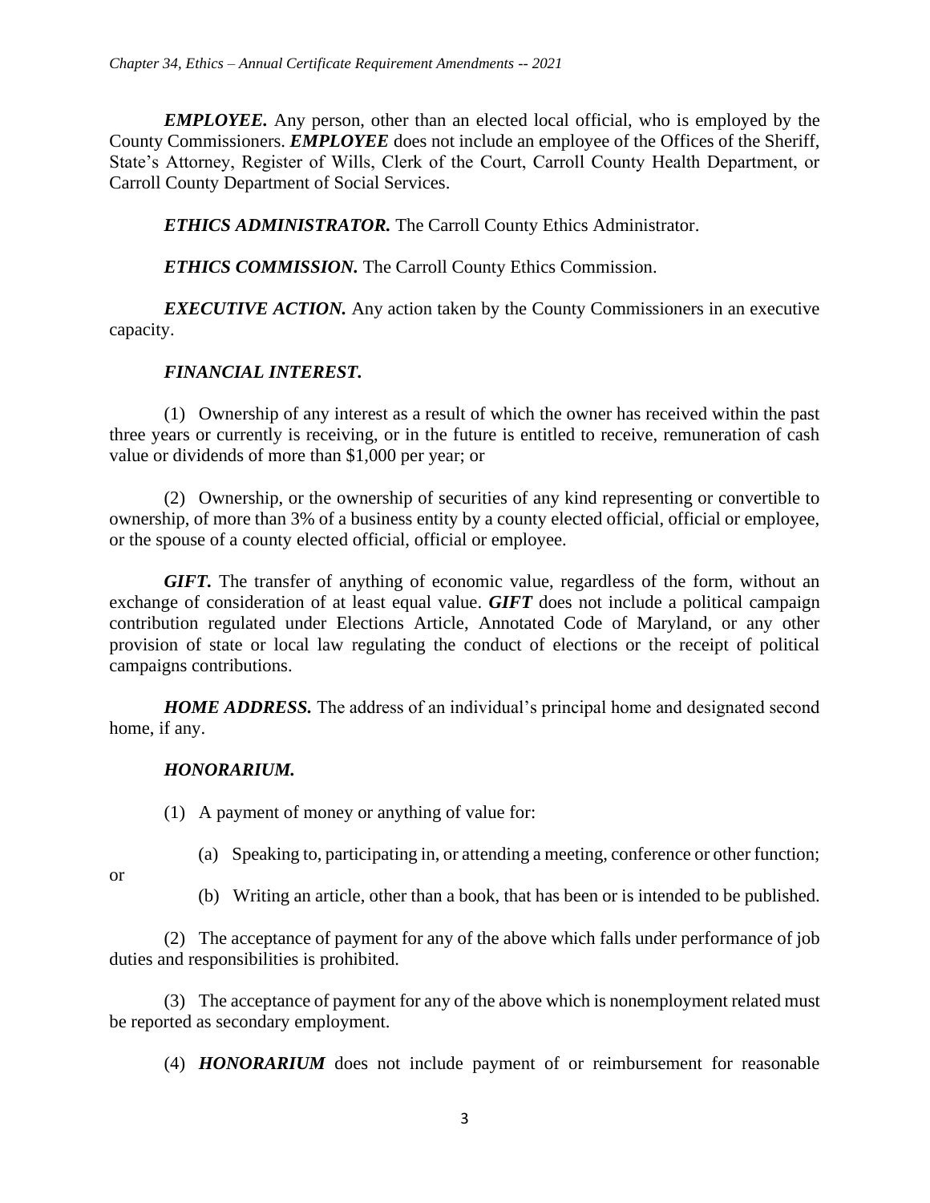***EMPLOYEE.*** Any person, other than an elected local official, who is employed by the County Commissioners. ***EMPLOYEE*** does not include an employee of the Offices of the Sheriff, State's Attorney, Register of Wills, Clerk of the Court, Carroll County Health Department, or Carroll County Department of Social Services.

***ETHICS ADMINISTRATOR.*** The Carroll County Ethics Administrator.

***ETHICS COMMISSION.*** The Carroll County Ethics Commission.

***EXECUTIVE ACTION.*** Any action taken by the County Commissioners in an executive capacity.

***FINANCIAL INTEREST.***

(1) Ownership of any interest as a result of which the owner has received within the past three years or currently is receiving, or in the future is entitled to receive, remuneration of cash value or dividends of more than $1,000 per year; or

(2) Ownership, or the ownership of securities of any kind representing or convertible to ownership, of more than 3% of a business entity by a county elected official, official or employee, or the spouse of a county elected official, official or employee.

***GIFT.*** The transfer of anything of economic value, regardless of the form, without an exchange of consideration of at least equal value. ***GIFT*** does not include a political campaign contribution regulated under Elections Article, Annotated Code of Maryland, or any other provision of state or local law regulating the conduct of elections or the receipt of political campaigns contributions.

***HOME ADDRESS.*** The address of an individual's principal home and designated second home, if any.

***HONORARIUM.***

(1) A payment of money or anything of value for:

(a) Speaking to, participating in, or attending a meeting, conference or other function; or

(b) Writing an article, other than a book, that has been or is intended to be published.

(2) The acceptance of payment for any of the above which falls under performance of job duties and responsibilities is prohibited.

(3) The acceptance of payment for any of the above which is nonemployment related must be reported as secondary employment.

(4) ***HONORARIUM*** does not include payment of or reimbursement for reasonable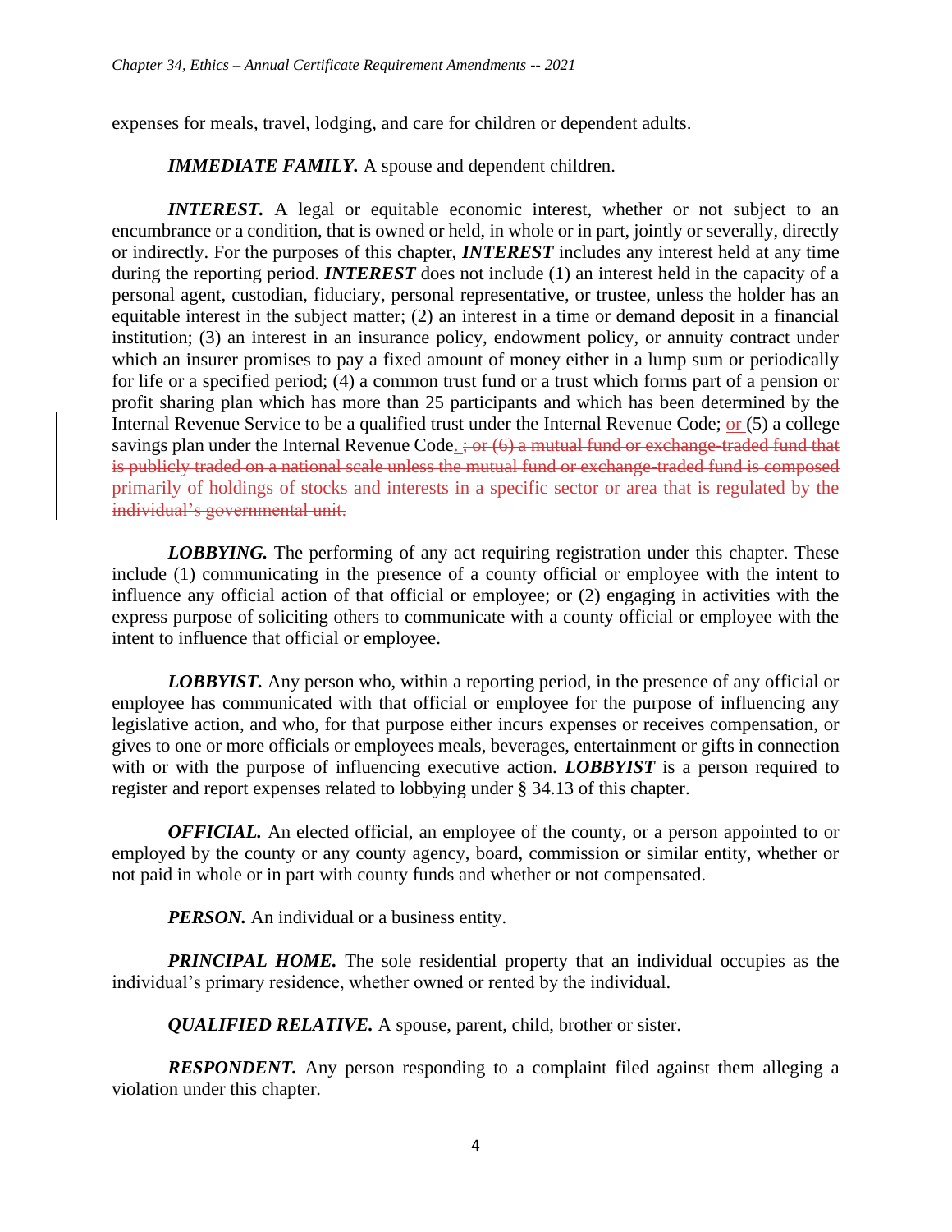expenses for meals, travel, lodging, and care for children or dependent adults.

***IMMEDIATE FAMILY.*** A spouse and dependent children.

***INTEREST.*** A legal or equitable economic interest, whether or not subject to an encumbrance or a condition, that is owned or held, in whole or in part, jointly or severally, directly or indirectly. For the purposes of this chapter, ***INTEREST*** includes any interest held at any time during the reporting period. ***INTEREST*** does not include (1) an interest held in the capacity of a personal agent, custodian, fiduciary, personal representative, or trustee, unless the holder has an equitable interest in the subject matter; (2) an interest in a time or demand deposit in a financial institution; (3) an interest in an insurance policy, endowment policy, or annuity contract under which an insurer promises to pay a fixed amount of money either in a lump sum or periodically for life or a specified period; (4) a common trust fund or a trust which forms part of a pension or profit sharing plan which has more than 25 participants and which has been determined by the Internal Revenue Service to be a qualified trust under the Internal Revenue Code; <u>or</u> (5) a college savings plan under the Internal Revenue Code<u>.</u> ~~; or (6) a mutual fund or exchange-traded fund that is publicly traded on a national scale unless the mutual fund or exchange-traded fund is composed primarily of holdings of stocks and interests in a specific sector or area that is regulated by the individual's governmental unit.~~

***LOBBYING.*** The performing of any act requiring registration under this chapter. These include (1) communicating in the presence of a county official or employee with the intent to influence any official action of that official or employee; or (2) engaging in activities with the express purpose of soliciting others to communicate with a county official or employee with the intent to influence that official or employee.

***LOBBYIST.*** Any person who, within a reporting period, in the presence of any official or employee has communicated with that official or employee for the purpose of influencing any legislative action, and who, for that purpose either incurs expenses or receives compensation, or gives to one or more officials or employees meals, beverages, entertainment or gifts in connection with or with the purpose of influencing executive action. ***LOBBYIST*** is a person required to register and report expenses related to lobbying under § 34.13 of this chapter.

***OFFICIAL.*** An elected official, an employee of the county, or a person appointed to or employed by the county or any county agency, board, commission or similar entity, whether or not paid in whole or in part with county funds and whether or not compensated.

***PERSON.*** An individual or a business entity.

***PRINCIPAL HOME.*** The sole residential property that an individual occupies as the individual's primary residence, whether owned or rented by the individual.

***QUALIFIED RELATIVE.*** A spouse, parent, child, brother or sister.

***RESPONDENT.*** Any person responding to a complaint filed against them alleging a violation under this chapter.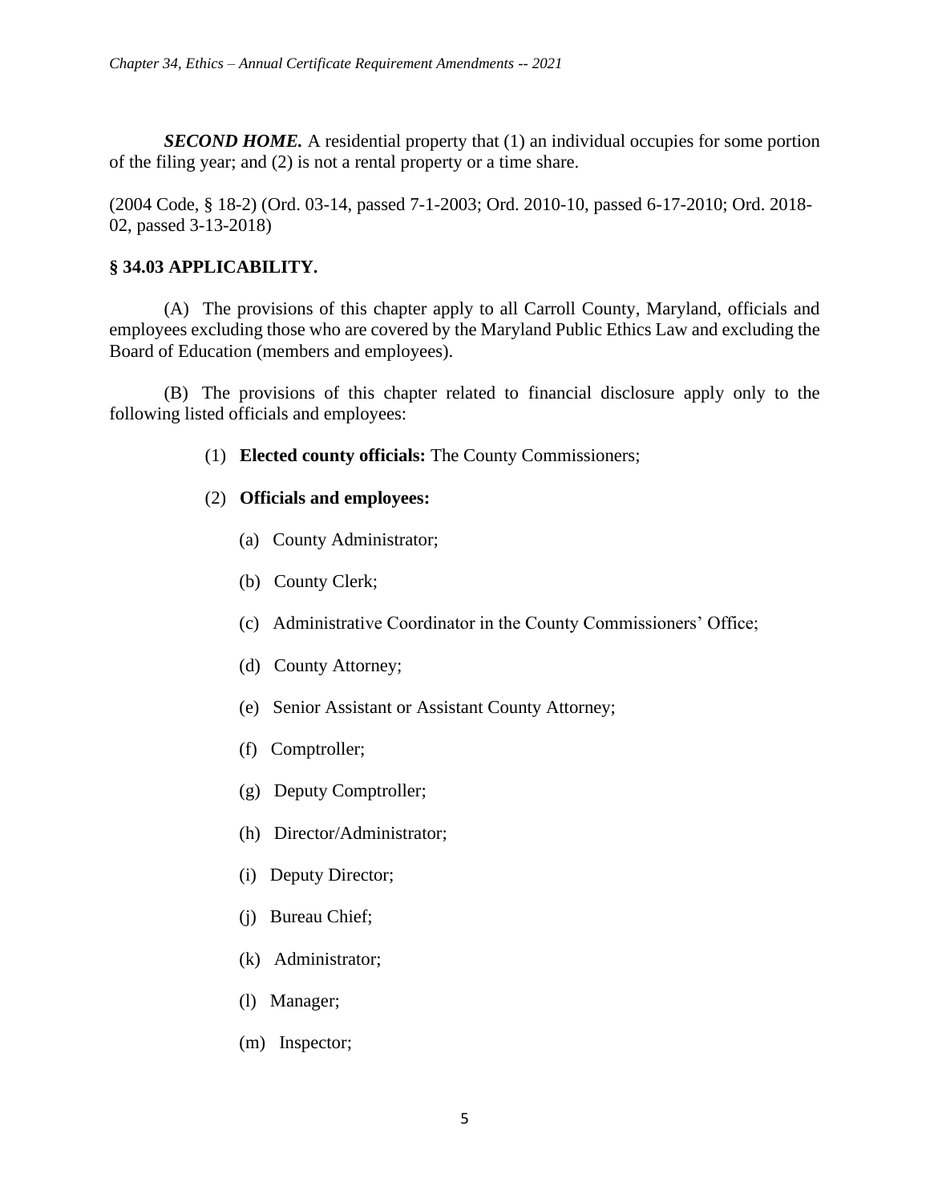***SECOND HOME.*** A residential property that (1) an individual occupies for some portion of the filing year; and (2) is not a rental property or a time share.

(2004 Code, § 18-2) (Ord. 03-14, passed 7-1-2003; Ord. 2010-10, passed 6-17-2010; Ord. 2018-02, passed 3-13-2018)

**§ 34.03 APPLICABILITY.**

(A) The provisions of this chapter apply to all Carroll County, Maryland, officials and employees excluding those who are covered by the Maryland Public Ethics Law and excluding the Board of Education (members and employees).

(B) The provisions of this chapter related to financial disclosure apply only to the following listed officials and employees:

(1) **Elected county officials:** The County Commissioners;

(2) **Officials and employees:**

(a) County Administrator;

(b) County Clerk;

(c) Administrative Coordinator in the County Commissioners' Office;

(d) County Attorney;

(e) Senior Assistant or Assistant County Attorney;

(f) Comptroller;

(g) Deputy Comptroller;

(h) Director/Administrator;

(i) Deputy Director;

(j) Bureau Chief;

(k) Administrator;

(l) Manager;

(m) Inspector;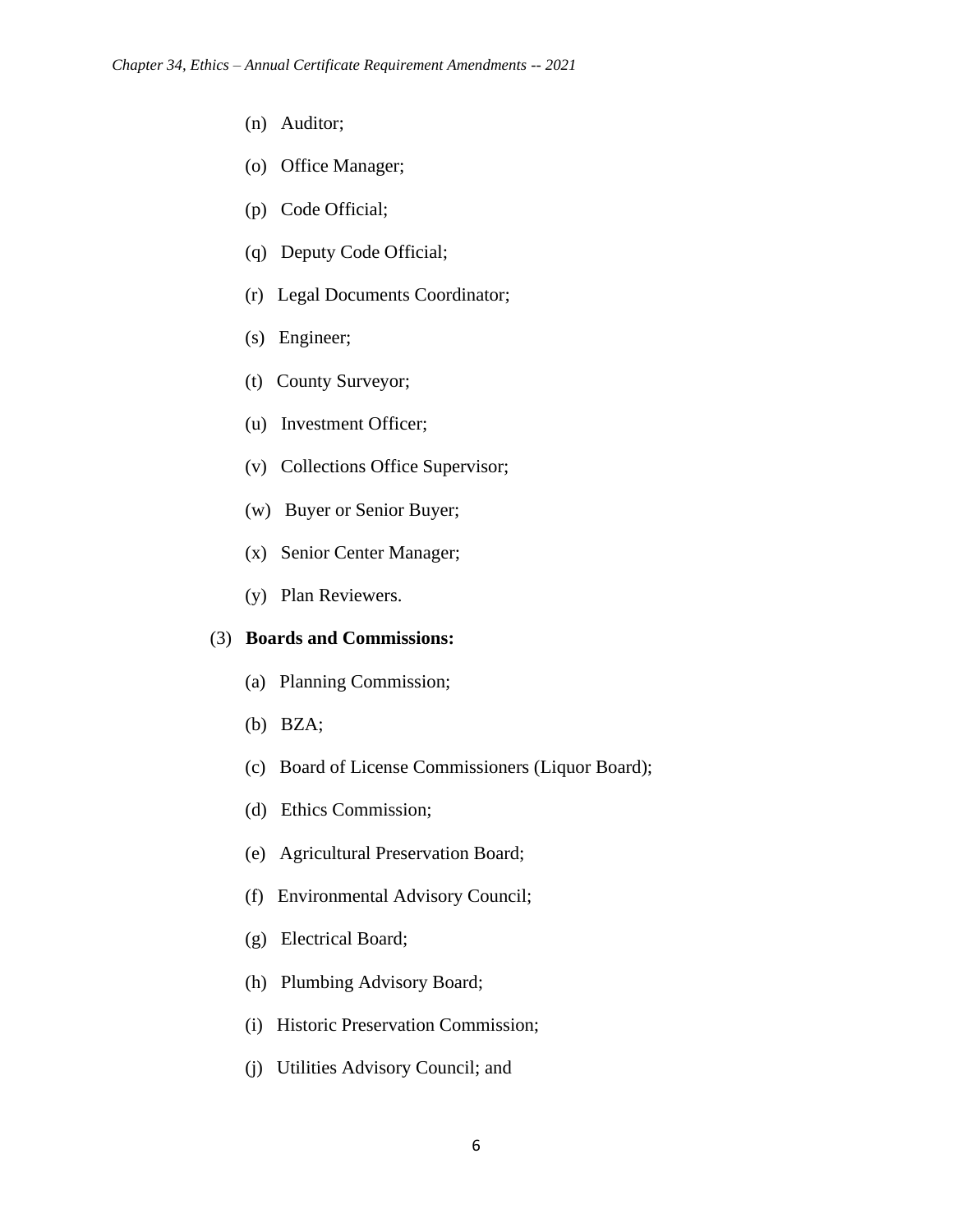(n) Auditor;

(o) Office Manager;

(p) Code Official;

(q) Deputy Code Official;

(r) Legal Documents Coordinator;

(s) Engineer;

(t) County Surveyor;

(u) Investment Officer;

(v) Collections Office Supervisor;

(w) Buyer or Senior Buyer;

(x) Senior Center Manager;

(y) Plan Reviewers.

(3) **Boards and Commissions:**

(a) Planning Commission;

(b) BZA;

(c) Board of License Commissioners (Liquor Board);

(d) Ethics Commission;

(e) Agricultural Preservation Board;

(f) Environmental Advisory Council;

(g) Electrical Board;

(h) Plumbing Advisory Board;

(i) Historic Preservation Commission;

(j) Utilities Advisory Council; and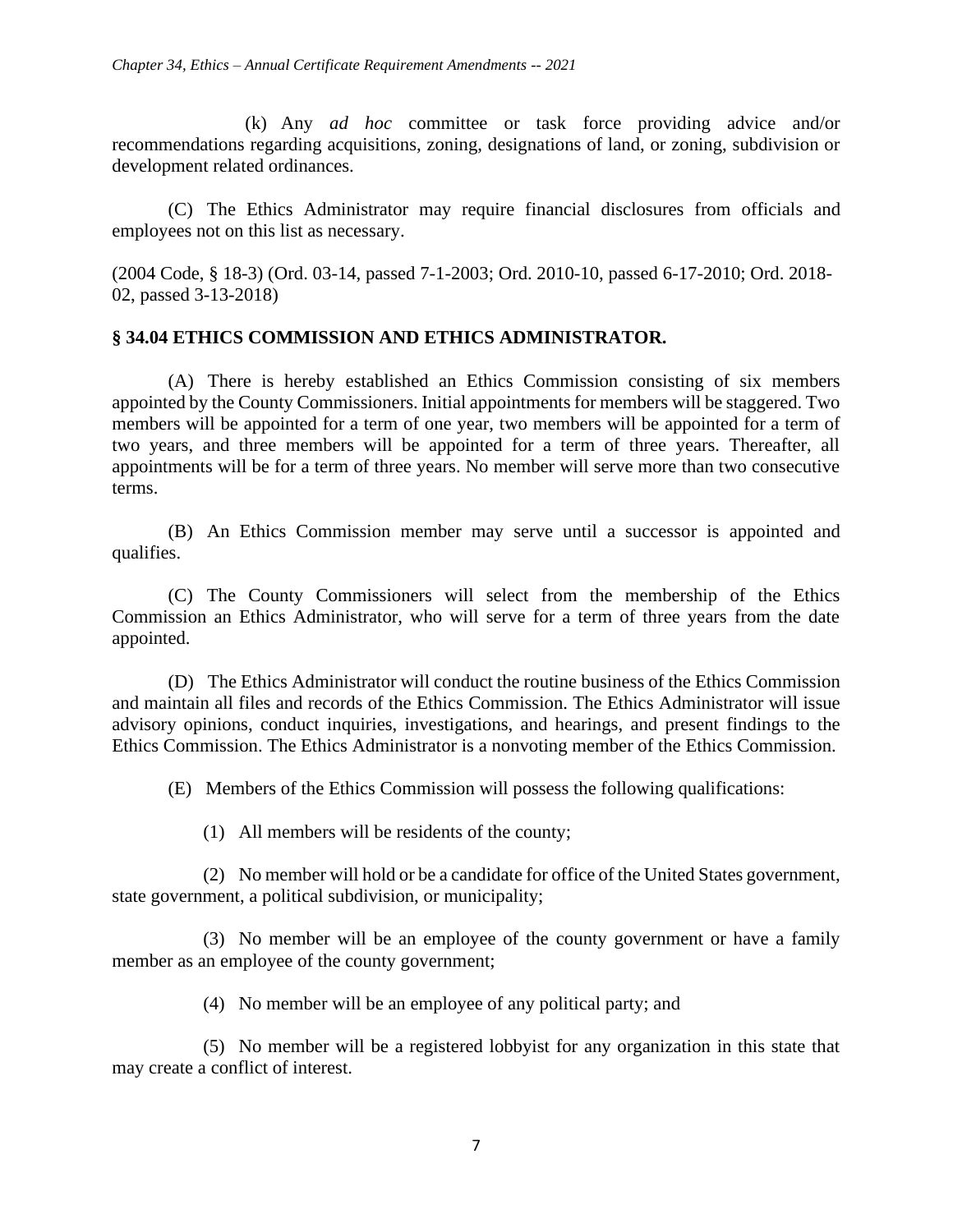(k) Any *ad hoc* committee or task force providing advice and/or recommendations regarding acquisitions, zoning, designations of land, or zoning, subdivision or development related ordinances.

(C) The Ethics Administrator may require financial disclosures from officials and employees not on this list as necessary.

(2004 Code, § 18-3) (Ord. 03-14, passed 7-1-2003; Ord. 2010-10, passed 6-17-2010; Ord. 2018-02, passed 3-13-2018)

**§ 34.04 ETHICS COMMISSION AND ETHICS ADMINISTRATOR.**

(A) There is hereby established an Ethics Commission consisting of six members appointed by the County Commissioners. Initial appointments for members will be staggered. Two members will be appointed for a term of one year, two members will be appointed for a term of two years, and three members will be appointed for a term of three years. Thereafter, all appointments will be for a term of three years. No member will serve more than two consecutive terms.

(B) An Ethics Commission member may serve until a successor is appointed and qualifies.

(C) The County Commissioners will select from the membership of the Ethics Commission an Ethics Administrator, who will serve for a term of three years from the date appointed.

(D) The Ethics Administrator will conduct the routine business of the Ethics Commission and maintain all files and records of the Ethics Commission. The Ethics Administrator will issue advisory opinions, conduct inquiries, investigations, and hearings, and present findings to the Ethics Commission. The Ethics Administrator is a nonvoting member of the Ethics Commission.

(E) Members of the Ethics Commission will possess the following qualifications:

(1) All members will be residents of the county;

(2) No member will hold or be a candidate for office of the United States government, state government, a political subdivision, or municipality;

(3) No member will be an employee of the county government or have a family member as an employee of the county government;

(4) No member will be an employee of any political party; and

(5) No member will be a registered lobbyist for any organization in this state that may create a conflict of interest.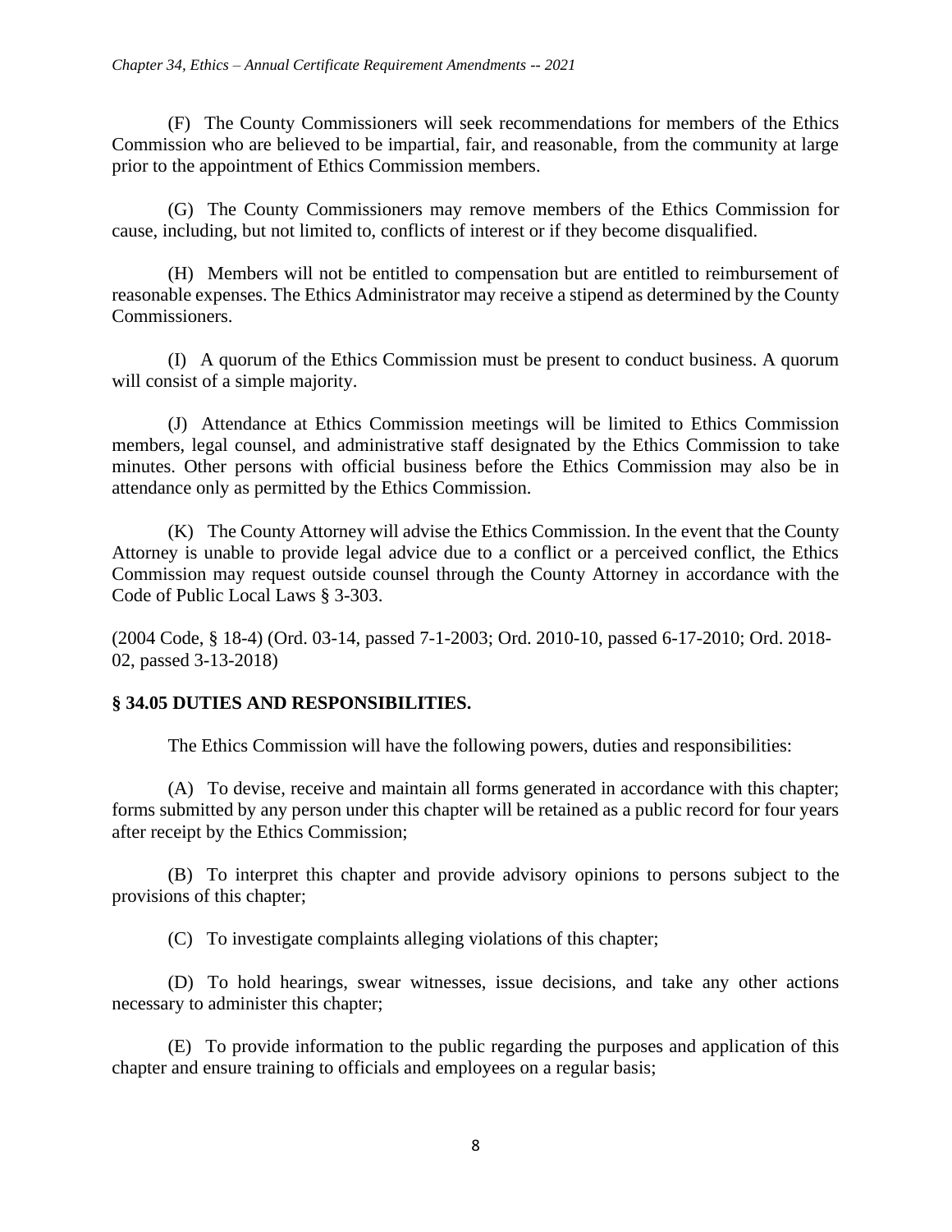(F) The County Commissioners will seek recommendations for members of the Ethics Commission who are believed to be impartial, fair, and reasonable, from the community at large prior to the appointment of Ethics Commission members.

(G) The County Commissioners may remove members of the Ethics Commission for cause, including, but not limited to, conflicts of interest or if they become disqualified.

(H) Members will not be entitled to compensation but are entitled to reimbursement of reasonable expenses. The Ethics Administrator may receive a stipend as determined by the County Commissioners.

(I) A quorum of the Ethics Commission must be present to conduct business. A quorum will consist of a simple majority.

(J) Attendance at Ethics Commission meetings will be limited to Ethics Commission members, legal counsel, and administrative staff designated by the Ethics Commission to take minutes. Other persons with official business before the Ethics Commission may also be in attendance only as permitted by the Ethics Commission.

(K) The County Attorney will advise the Ethics Commission. In the event that the County Attorney is unable to provide legal advice due to a conflict or a perceived conflict, the Ethics Commission may request outside counsel through the County Attorney in accordance with the Code of Public Local Laws § 3-303.

(2004 Code, § 18-4) (Ord. 03-14, passed 7-1-2003; Ord. 2010-10, passed 6-17-2010; Ord. 2018-02, passed 3-13-2018)

### § 34.05 DUTIES AND RESPONSIBILITIES.

The Ethics Commission will have the following powers, duties and responsibilities:

(A) To devise, receive and maintain all forms generated in accordance with this chapter; forms submitted by any person under this chapter will be retained as a public record for four years after receipt by the Ethics Commission;

(B) To interpret this chapter and provide advisory opinions to persons subject to the provisions of this chapter;

(C) To investigate complaints alleging violations of this chapter;

(D) To hold hearings, swear witnesses, issue decisions, and take any other actions necessary to administer this chapter;

(E) To provide information to the public regarding the purposes and application of this chapter and ensure training to officials and employees on a regular basis;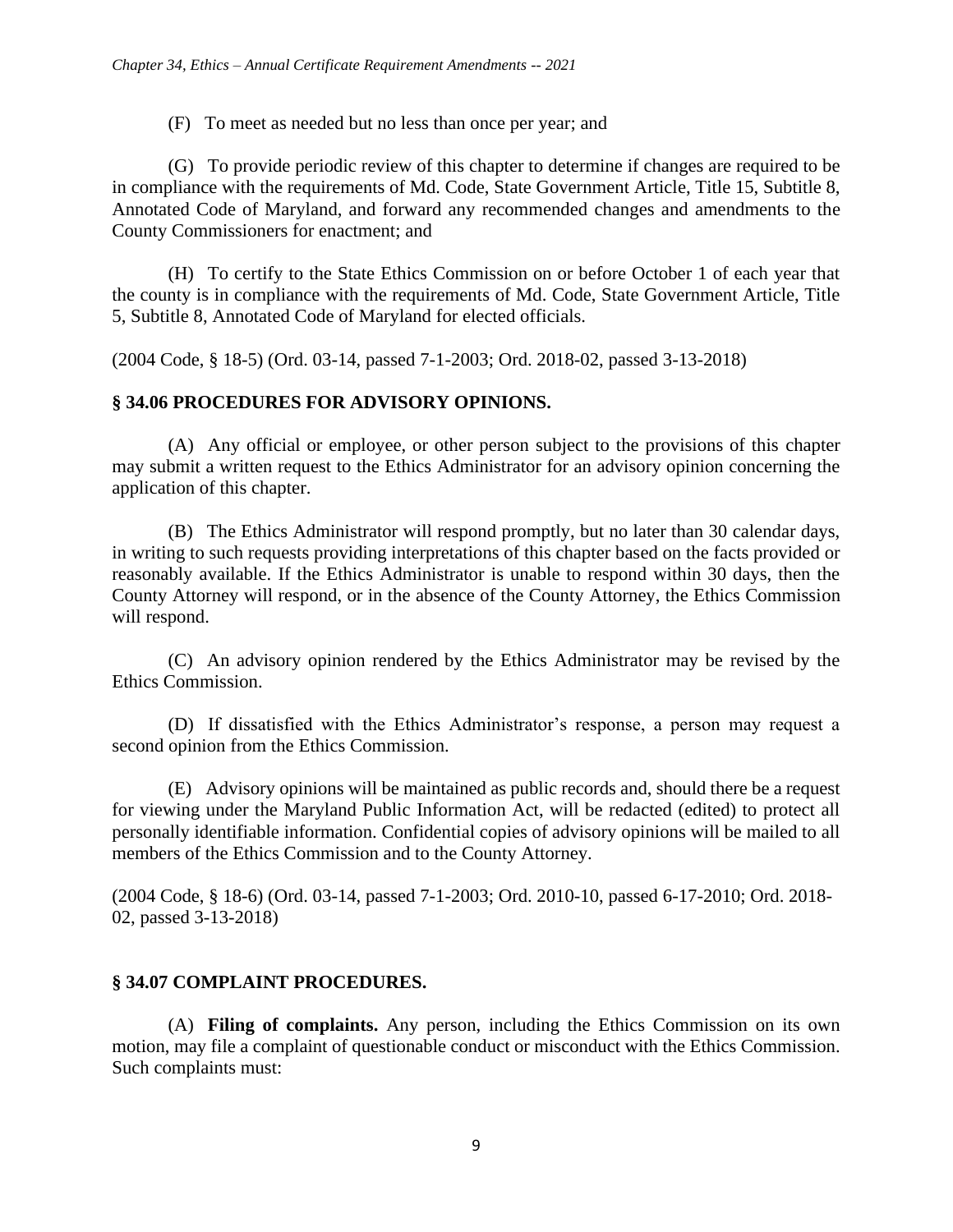(F) To meet as needed but no less than once per year; and

(G) To provide periodic review of this chapter to determine if changes are required to be in compliance with the requirements of Md. Code, State Government Article, Title 15, Subtitle 8, Annotated Code of Maryland, and forward any recommended changes and amendments to the County Commissioners for enactment; and

(H) To certify to the State Ethics Commission on or before October 1 of each year that the county is in compliance with the requirements of Md. Code, State Government Article, Title 5, Subtitle 8, Annotated Code of Maryland for elected officials.

(2004 Code, § 18-5) (Ord. 03-14, passed 7-1-2003; Ord. 2018-02, passed 3-13-2018)

### § 34.06 PROCEDURES FOR ADVISORY OPINIONS.

(A) Any official or employee, or other person subject to the provisions of this chapter may submit a written request to the Ethics Administrator for an advisory opinion concerning the application of this chapter.

(B) The Ethics Administrator will respond promptly, but no later than 30 calendar days, in writing to such requests providing interpretations of this chapter based on the facts provided or reasonably available. If the Ethics Administrator is unable to respond within 30 days, then the County Attorney will respond, or in the absence of the County Attorney, the Ethics Commission will respond.

(C) An advisory opinion rendered by the Ethics Administrator may be revised by the Ethics Commission.

(D) If dissatisfied with the Ethics Administrator's response, a person may request a second opinion from the Ethics Commission.

(E) Advisory opinions will be maintained as public records and, should there be a request for viewing under the Maryland Public Information Act, will be redacted (edited) to protect all personally identifiable information. Confidential copies of advisory opinions will be mailed to all members of the Ethics Commission and to the County Attorney.

(2004 Code, § 18-6) (Ord. 03-14, passed 7-1-2003; Ord. 2010-10, passed 6-17-2010; Ord. 2018-02, passed 3-13-2018)

### § 34.07 COMPLAINT PROCEDURES.

(A) **Filing of complaints.** Any person, including the Ethics Commission on its own motion, may file a complaint of questionable conduct or misconduct with the Ethics Commission. Such complaints must: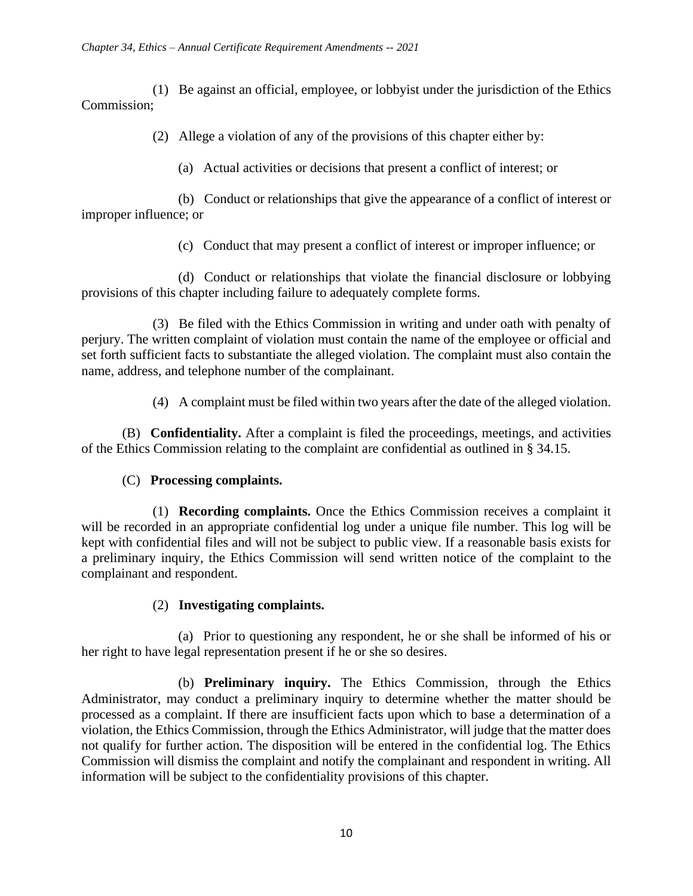(1) Be against an official, employee, or lobbyist under the jurisdiction of the Ethics Commission;

(2) Allege a violation of any of the provisions of this chapter either by:

(a) Actual activities or decisions that present a conflict of interest; or

(b) Conduct or relationships that give the appearance of a conflict of interest or improper influence; or

(c) Conduct that may present a conflict of interest or improper influence; or

(d) Conduct or relationships that violate the financial disclosure or lobbying provisions of this chapter including failure to adequately complete forms.

(3) Be filed with the Ethics Commission in writing and under oath with penalty of perjury. The written complaint of violation must contain the name of the employee or official and set forth sufficient facts to substantiate the alleged violation. The complaint must also contain the name, address, and telephone number of the complainant.

(4) A complaint must be filed within two years after the date of the alleged violation.

(B) **Confidentiality.** After a complaint is filed the proceedings, meetings, and activities of the Ethics Commission relating to the complaint are confidential as outlined in § 34.15.

(C) **Processing complaints.**

(1) **Recording complaints.** Once the Ethics Commission receives a complaint it will be recorded in an appropriate confidential log under a unique file number. This log will be kept with confidential files and will not be subject to public view. If a reasonable basis exists for a preliminary inquiry, the Ethics Commission will send written notice of the complaint to the complainant and respondent.

(2) **Investigating complaints.**

(a) Prior to questioning any respondent, he or she shall be informed of his or her right to have legal representation present if he or she so desires.

(b) **Preliminary inquiry.** The Ethics Commission, through the Ethics Administrator, may conduct a preliminary inquiry to determine whether the matter should be processed as a complaint. If there are insufficient facts upon which to base a determination of a violation, the Ethics Commission, through the Ethics Administrator, will judge that the matter does not qualify for further action. The disposition will be entered in the confidential log. The Ethics Commission will dismiss the complaint and notify the complainant and respondent in writing. All information will be subject to the confidentiality provisions of this chapter.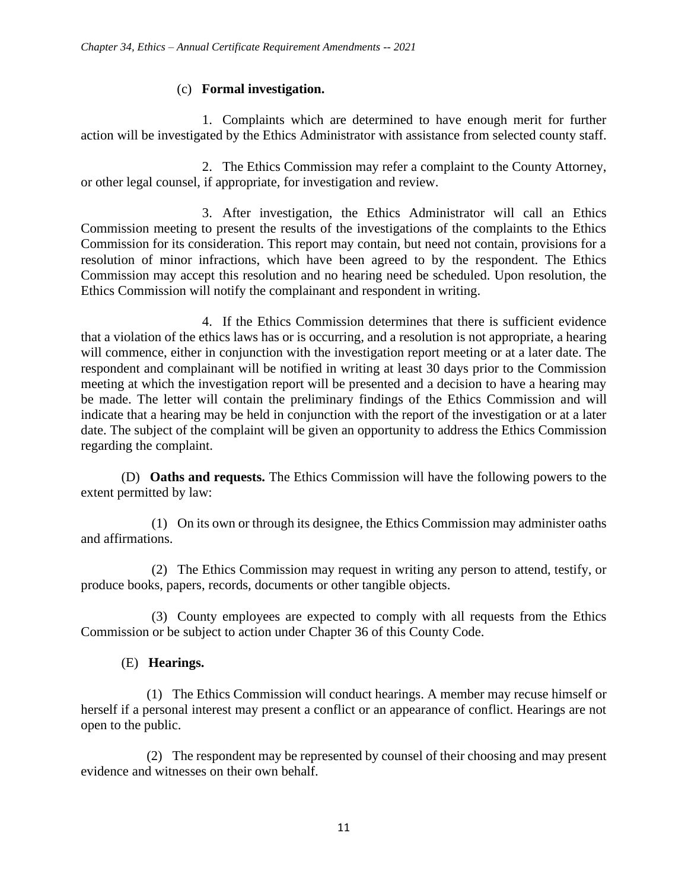(c) **Formal investigation.**

1. Complaints which are determined to have enough merit for further action will be investigated by the Ethics Administrator with assistance from selected county staff.

2. The Ethics Commission may refer a complaint to the County Attorney, or other legal counsel, if appropriate, for investigation and review.

3. After investigation, the Ethics Administrator will call an Ethics Commission meeting to present the results of the investigations of the complaints to the Ethics Commission for its consideration. This report may contain, but need not contain, provisions for a resolution of minor infractions, which have been agreed to by the respondent. The Ethics Commission may accept this resolution and no hearing need be scheduled. Upon resolution, the Ethics Commission will notify the complainant and respondent in writing.

4. If the Ethics Commission determines that there is sufficient evidence that a violation of the ethics laws has or is occurring, and a resolution is not appropriate, a hearing will commence, either in conjunction with the investigation report meeting or at a later date. The respondent and complainant will be notified in writing at least 30 days prior to the Commission meeting at which the investigation report will be presented and a decision to have a hearing may be made. The letter will contain the preliminary findings of the Ethics Commission and will indicate that a hearing may be held in conjunction with the report of the investigation or at a later date. The subject of the complaint will be given an opportunity to address the Ethics Commission regarding the complaint.

(D) **Oaths and requests.** The Ethics Commission will have the following powers to the extent permitted by law:

(1) On its own or through its designee, the Ethics Commission may administer oaths and affirmations.

(2) The Ethics Commission may request in writing any person to attend, testify, or produce books, papers, records, documents or other tangible objects.

(3) County employees are expected to comply with all requests from the Ethics Commission or be subject to action under Chapter 36 of this County Code.

(E) **Hearings.**

(1) The Ethics Commission will conduct hearings. A member may recuse himself or herself if a personal interest may present a conflict or an appearance of conflict. Hearings are not open to the public.

(2) The respondent may be represented by counsel of their choosing and may present evidence and witnesses on their own behalf.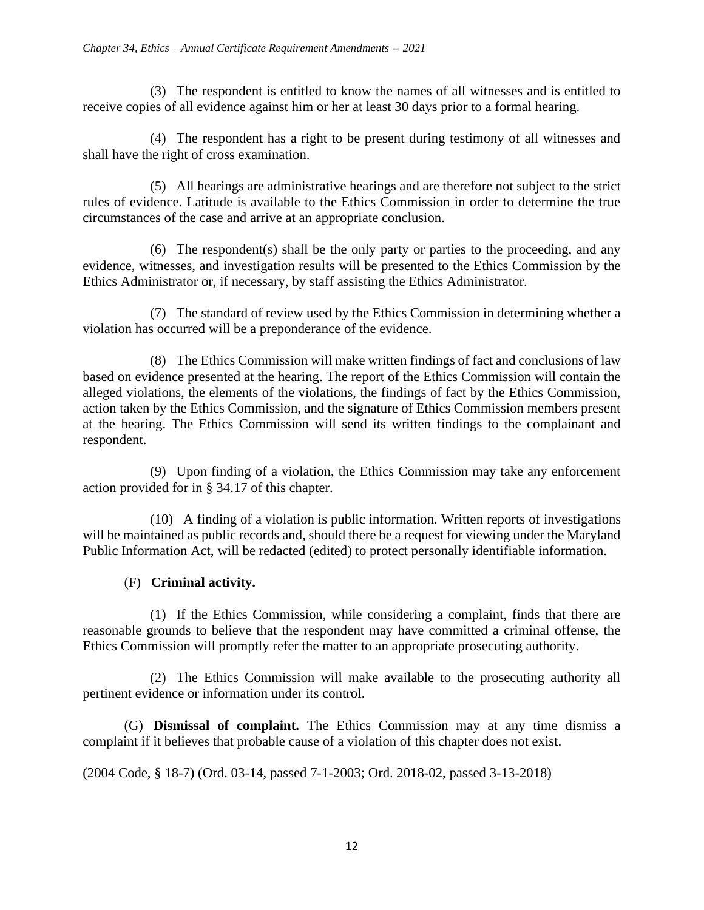(3) The respondent is entitled to know the names of all witnesses and is entitled to receive copies of all evidence against him or her at least 30 days prior to a formal hearing.

(4) The respondent has a right to be present during testimony of all witnesses and shall have the right of cross examination.

(5) All hearings are administrative hearings and are therefore not subject to the strict rules of evidence. Latitude is available to the Ethics Commission in order to determine the true circumstances of the case and arrive at an appropriate conclusion.

(6) The respondent(s) shall be the only party or parties to the proceeding, and any evidence, witnesses, and investigation results will be presented to the Ethics Commission by the Ethics Administrator or, if necessary, by staff assisting the Ethics Administrator.

(7) The standard of review used by the Ethics Commission in determining whether a violation has occurred will be a preponderance of the evidence.

(8) The Ethics Commission will make written findings of fact and conclusions of law based on evidence presented at the hearing. The report of the Ethics Commission will contain the alleged violations, the elements of the violations, the findings of fact by the Ethics Commission, action taken by the Ethics Commission, and the signature of Ethics Commission members present at the hearing. The Ethics Commission will send its written findings to the complainant and respondent.

(9) Upon finding of a violation, the Ethics Commission may take any enforcement action provided for in § 34.17 of this chapter.

(10) A finding of a violation is public information. Written reports of investigations will be maintained as public records and, should there be a request for viewing under the Maryland Public Information Act, will be redacted (edited) to protect personally identifiable information.

(F) **Criminal activity.**

(1) If the Ethics Commission, while considering a complaint, finds that there are reasonable grounds to believe that the respondent may have committed a criminal offense, the Ethics Commission will promptly refer the matter to an appropriate prosecuting authority.

(2) The Ethics Commission will make available to the prosecuting authority all pertinent evidence or information under its control.

(G) **Dismissal of complaint.** The Ethics Commission may at any time dismiss a complaint if it believes that probable cause of a violation of this chapter does not exist.

(2004 Code, § 18-7) (Ord. 03-14, passed 7-1-2003; Ord. 2018-02, passed 3-13-2018)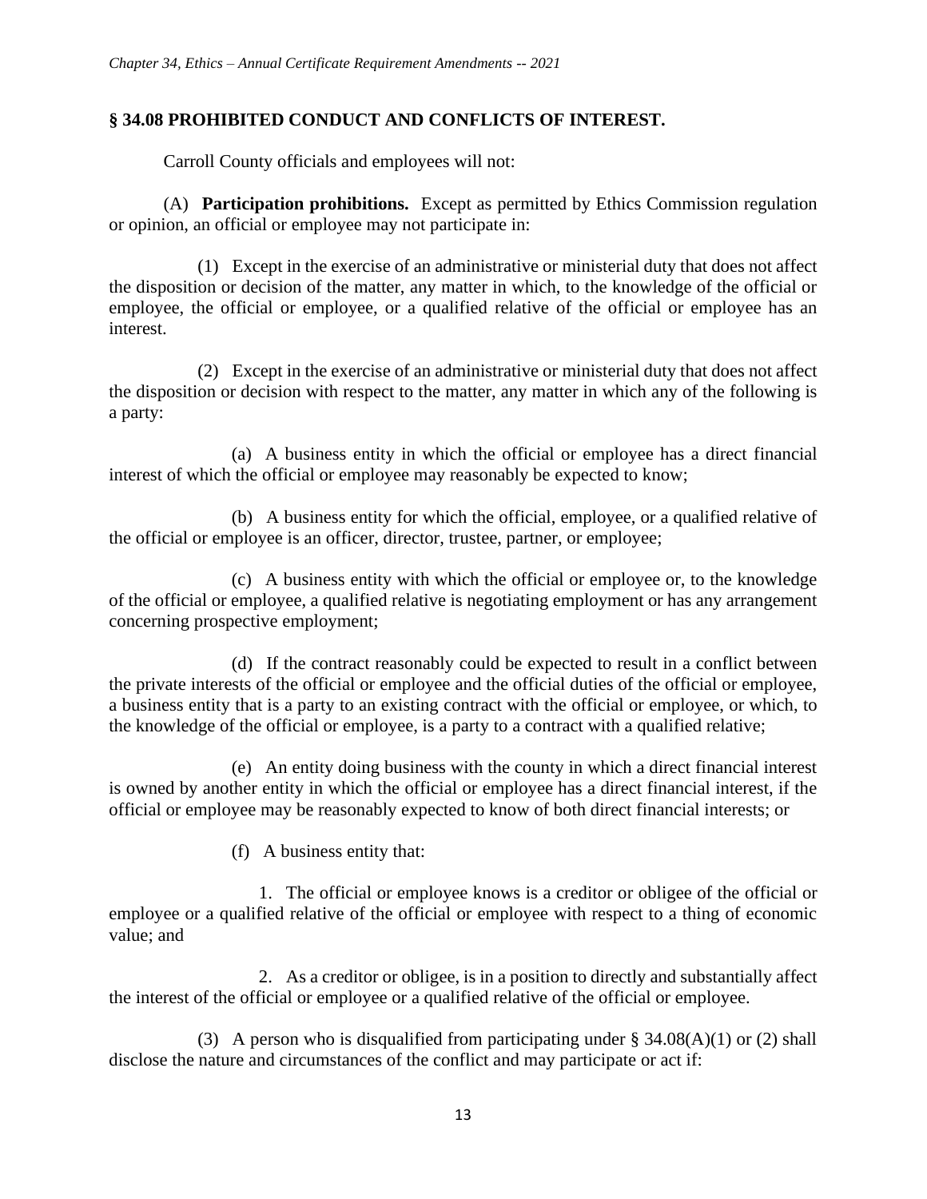## § 34.08 PROHIBITED CONDUCT AND CONFLICTS OF INTEREST.

Carroll County officials and employees will not:

(A) **Participation prohibitions.** Except as permitted by Ethics Commission regulation or opinion, an official or employee may not participate in:

(1) Except in the exercise of an administrative or ministerial duty that does not affect the disposition or decision of the matter, any matter in which, to the knowledge of the official or employee, the official or employee, or a qualified relative of the official or employee has an interest.

(2) Except in the exercise of an administrative or ministerial duty that does not affect the disposition or decision with respect to the matter, any matter in which any of the following is a party:

(a) A business entity in which the official or employee has a direct financial interest of which the official or employee may reasonably be expected to know;

(b) A business entity for which the official, employee, or a qualified relative of the official or employee is an officer, director, trustee, partner, or employee;

(c) A business entity with which the official or employee or, to the knowledge of the official or employee, a qualified relative is negotiating employment or has any arrangement concerning prospective employment;

(d) If the contract reasonably could be expected to result in a conflict between the private interests of the official or employee and the official duties of the official or employee, a business entity that is a party to an existing contract with the official or employee, or which, to the knowledge of the official or employee, is a party to a contract with a qualified relative;

(e) An entity doing business with the county in which a direct financial interest is owned by another entity in which the official or employee has a direct financial interest, if the official or employee may be reasonably expected to know of both direct financial interests; or

(f) A business entity that:

1. The official or employee knows is a creditor or obligee of the official or employee or a qualified relative of the official or employee with respect to a thing of economic value; and

2. As a creditor or obligee, is in a position to directly and substantially affect the interest of the official or employee or a qualified relative of the official or employee.

(3) A person who is disqualified from participating under § 34.08(A)(1) or (2) shall disclose the nature and circumstances of the conflict and may participate or act if: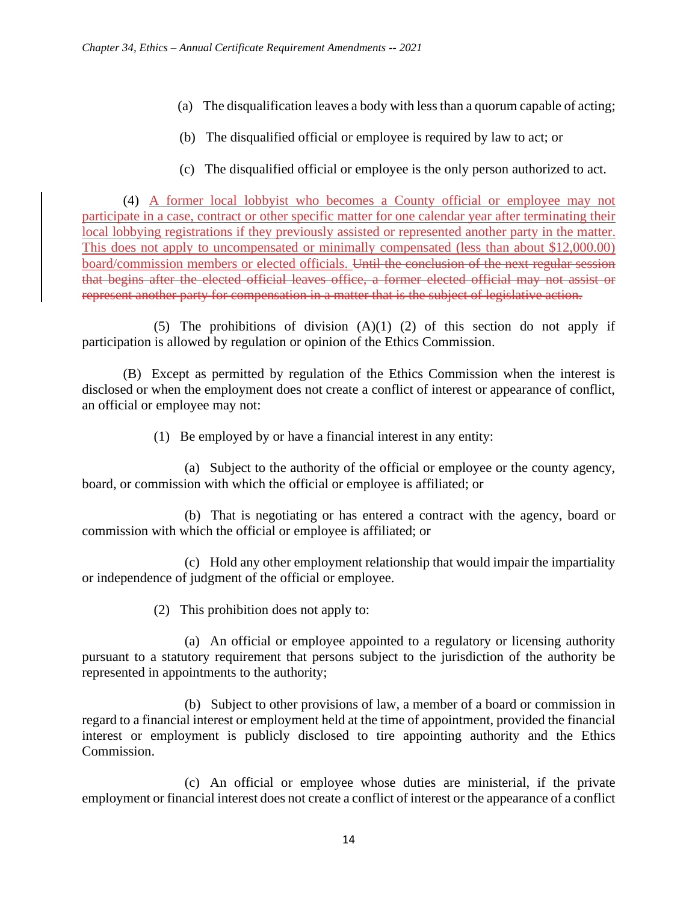(a) The disqualification leaves a body with less than a quorum capable of acting;

(b) The disqualified official or employee is required by law to act; or

(c) The disqualified official or employee is the only person authorized to act.

(4) <u>A former local lobbyist who becomes a County official or employee may not participate in a case, contract or other specific matter for one calendar year after terminating their local lobbying registrations if they previously assisted or represented another party in the matter. This does not apply to uncompensated or minimally compensated (less than about $12,000.00) board/commission members or elected officials.</u> ~~Until the conclusion of the next regular session that begins after the elected official leaves office, a former elected official may not assist or represent another party for compensation in a matter that is the subject of legislative action.~~

(5) The prohibitions of division (A)(1) (2) of this section do not apply if participation is allowed by regulation or opinion of the Ethics Commission.

(B) Except as permitted by regulation of the Ethics Commission when the interest is disclosed or when the employment does not create a conflict of interest or appearance of conflict, an official or employee may not:

(1) Be employed by or have a financial interest in any entity:

(a) Subject to the authority of the official or employee or the county agency, board, or commission with which the official or employee is affiliated; or

(b) That is negotiating or has entered a contract with the agency, board or commission with which the official or employee is affiliated; or

(c) Hold any other employment relationship that would impair the impartiality or independence of judgment of the official or employee.

(2) This prohibition does not apply to:

(a) An official or employee appointed to a regulatory or licensing authority pursuant to a statutory requirement that persons subject to the jurisdiction of the authority be represented in appointments to the authority;

(b) Subject to other provisions of law, a member of a board or commission in regard to a financial interest or employment held at the time of appointment, provided the financial interest or employment is publicly disclosed to tire appointing authority and the Ethics Commission.

(c) An official or employee whose duties are ministerial, if the private employment or financial interest does not create a conflict of interest or the appearance of a conflict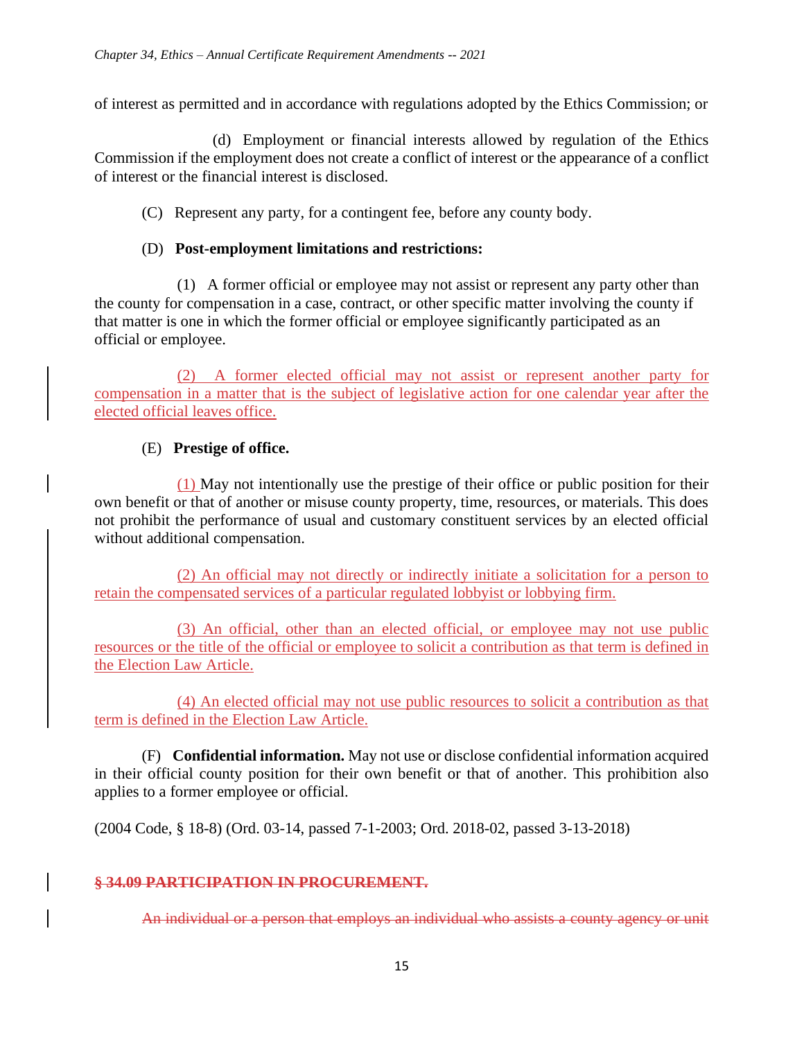of interest as permitted and in accordance with regulations adopted by the Ethics Commission; or

(d) Employment or financial interests allowed by regulation of the Ethics Commission if the employment does not create a conflict of interest or the appearance of a conflict of interest or the financial interest is disclosed.

(C) Represent any party, for a contingent fee, before any county body.

(D) **Post-employment limitations and restrictions:**

(1) A former official or employee may not assist or represent any party other than the county for compensation in a case, contract, or other specific matter involving the county if that matter is one in which the former official or employee significantly participated as an official or employee.

<u>(2) A former elected official may not assist or represent another party for compensation in a matter that is the subject of legislative action for one calendar year after the elected official leaves office.</u>

(E) **Prestige of office.**

<u>(1)</u> May not intentionally use the prestige of their office or public position for their own benefit or that of another or misuse county property, time, resources, or materials. This does not prohibit the performance of usual and customary constituent services by an elected official without additional compensation.

<u>(2) An official may not directly or indirectly initiate a solicitation for a person to retain the compensated services of a particular regulated lobbyist or lobbying firm.</u>

<u>(3) An official, other than an elected official, or employee may not use public resources or the title of the official or employee to solicit a contribution as that term is defined in the Election Law Article.</u>

<u>(4) An elected official may not use public resources to solicit a contribution as that term is defined in the Election Law Article.</u>

(F) **Confidential information.** May not use or disclose confidential information acquired in their official county position for their own benefit or that of another. This prohibition also applies to a former employee or official.

(2004 Code, § 18-8) (Ord. 03-14, passed 7-1-2003; Ord. 2018-02, passed 3-13-2018)

~~**§ 34.09 PARTICIPATION IN PROCUREMENT.**~~

~~An individual or a person that employs an individual who assists a county agency or unit~~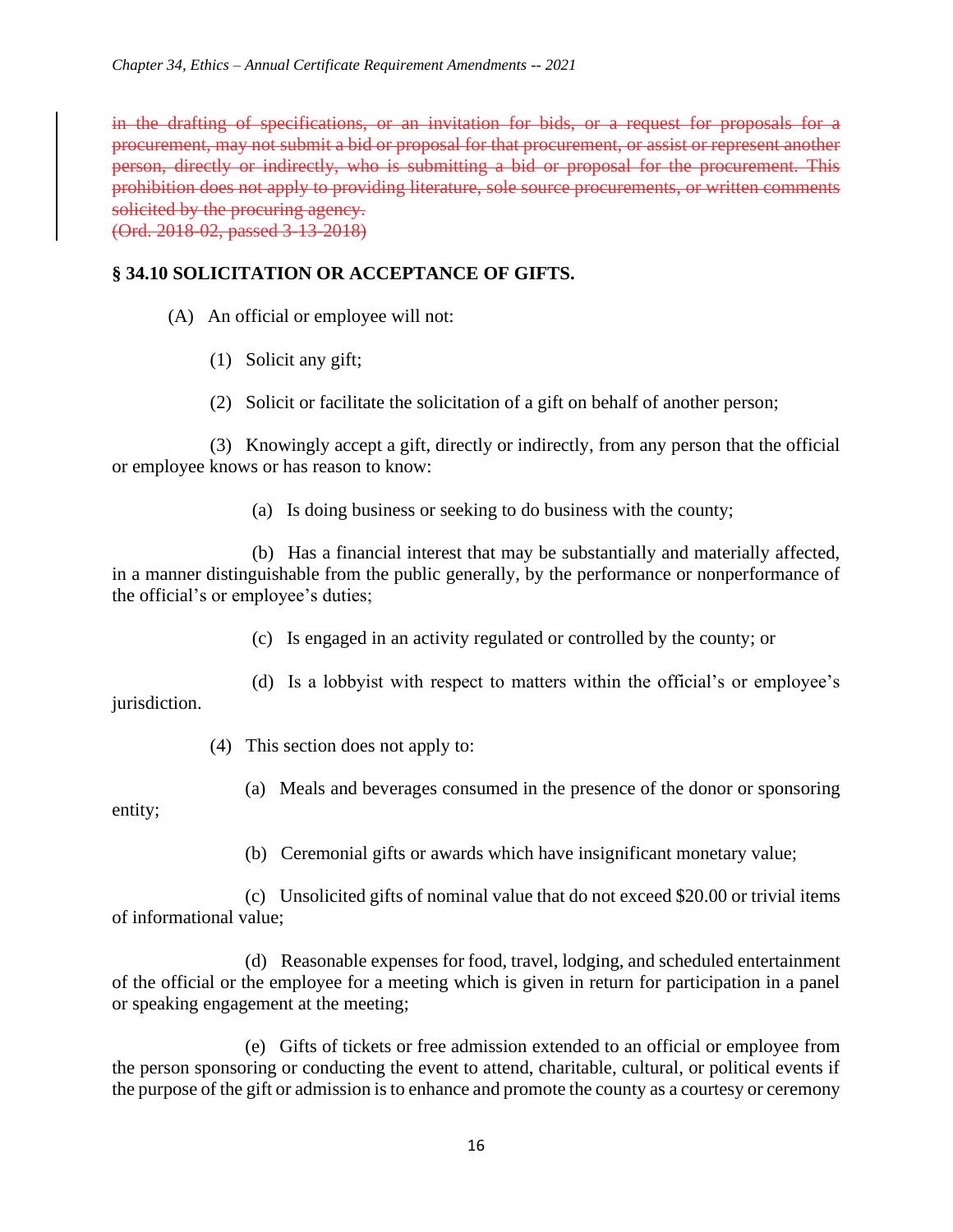~~in the drafting of specifications, or an invitation for bids, or a request for proposals for a procurement, may not submit a bid or proposal for that procurement, or assist or represent another person, directly or indirectly, who is submitting a bid or proposal for the procurement. This prohibition does not apply to providing literature, sole source procurements, or written comments solicited by the procuring agency.~~
~~(Ord. 2018-02, passed 3-13-2018)~~

**§ 34.10 SOLICITATION OR ACCEPTANCE OF GIFTS.**

(A) An official or employee will not:

(1) Solicit any gift;

(2) Solicit or facilitate the solicitation of a gift on behalf of another person;

(3) Knowingly accept a gift, directly or indirectly, from any person that the official or employee knows or has reason to know:

(a) Is doing business or seeking to do business with the county;

(b) Has a financial interest that may be substantially and materially affected, in a manner distinguishable from the public generally, by the performance or nonperformance of the official's or employee's duties;

(c) Is engaged in an activity regulated or controlled by the county; or

(d) Is a lobbyist with respect to matters within the official's or employee's jurisdiction.

(4) This section does not apply to:

(a) Meals and beverages consumed in the presence of the donor or sponsoring entity;

(b) Ceremonial gifts or awards which have insignificant monetary value;

(c) Unsolicited gifts of nominal value that do not exceed $20.00 or trivial items of informational value;

(d) Reasonable expenses for food, travel, lodging, and scheduled entertainment of the official or the employee for a meeting which is given in return for participation in a panel or speaking engagement at the meeting;

(e) Gifts of tickets or free admission extended to an official or employee from the person sponsoring or conducting the event to attend, charitable, cultural, or political events if the purpose of the gift or admission is to enhance and promote the county as a courtesy or ceremony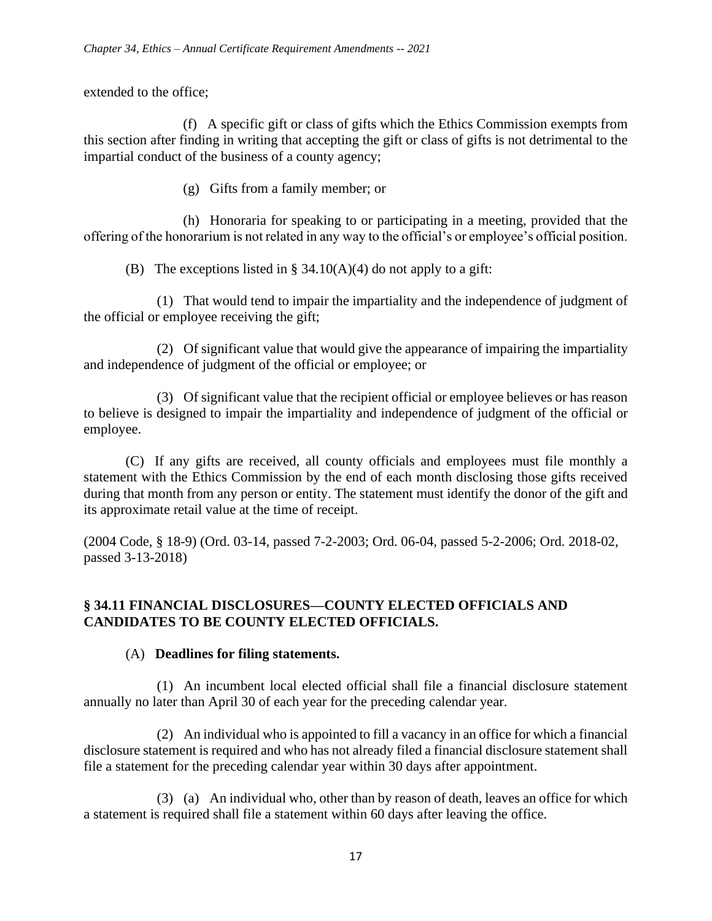extended to the office;

(f) A specific gift or class of gifts which the Ethics Commission exempts from this section after finding in writing that accepting the gift or class of gifts is not detrimental to the impartial conduct of the business of a county agency;

(g) Gifts from a family member; or

(h) Honoraria for speaking to or participating in a meeting, provided that the offering of the honorarium is not related in any way to the official's or employee's official position.

(B) The exceptions listed in § 34.10(A)(4) do not apply to a gift:

(1) That would tend to impair the impartiality and the independence of judgment of the official or employee receiving the gift;

(2) Of significant value that would give the appearance of impairing the impartiality and independence of judgment of the official or employee; or

(3) Of significant value that the recipient official or employee believes or has reason to believe is designed to impair the impartiality and independence of judgment of the official or employee.

(C) If any gifts are received, all county officials and employees must file monthly a statement with the Ethics Commission by the end of each month disclosing those gifts received during that month from any person or entity. The statement must identify the donor of the gift and its approximate retail value at the time of receipt.

(2004 Code, § 18-9) (Ord. 03-14, passed 7-2-2003; Ord. 06-04, passed 5-2-2006; Ord. 2018-02, passed 3-13-2018)

## § 34.11 FINANCIAL DISCLOSURES—COUNTY ELECTED OFFICIALS AND CANDIDATES TO BE COUNTY ELECTED OFFICIALS.

(A) **Deadlines for filing statements.**

(1) An incumbent local elected official shall file a financial disclosure statement annually no later than April 30 of each year for the preceding calendar year.

(2) An individual who is appointed to fill a vacancy in an office for which a financial disclosure statement is required and who has not already filed a financial disclosure statement shall file a statement for the preceding calendar year within 30 days after appointment.

(3) (a) An individual who, other than by reason of death, leaves an office for which a statement is required shall file a statement within 60 days after leaving the office.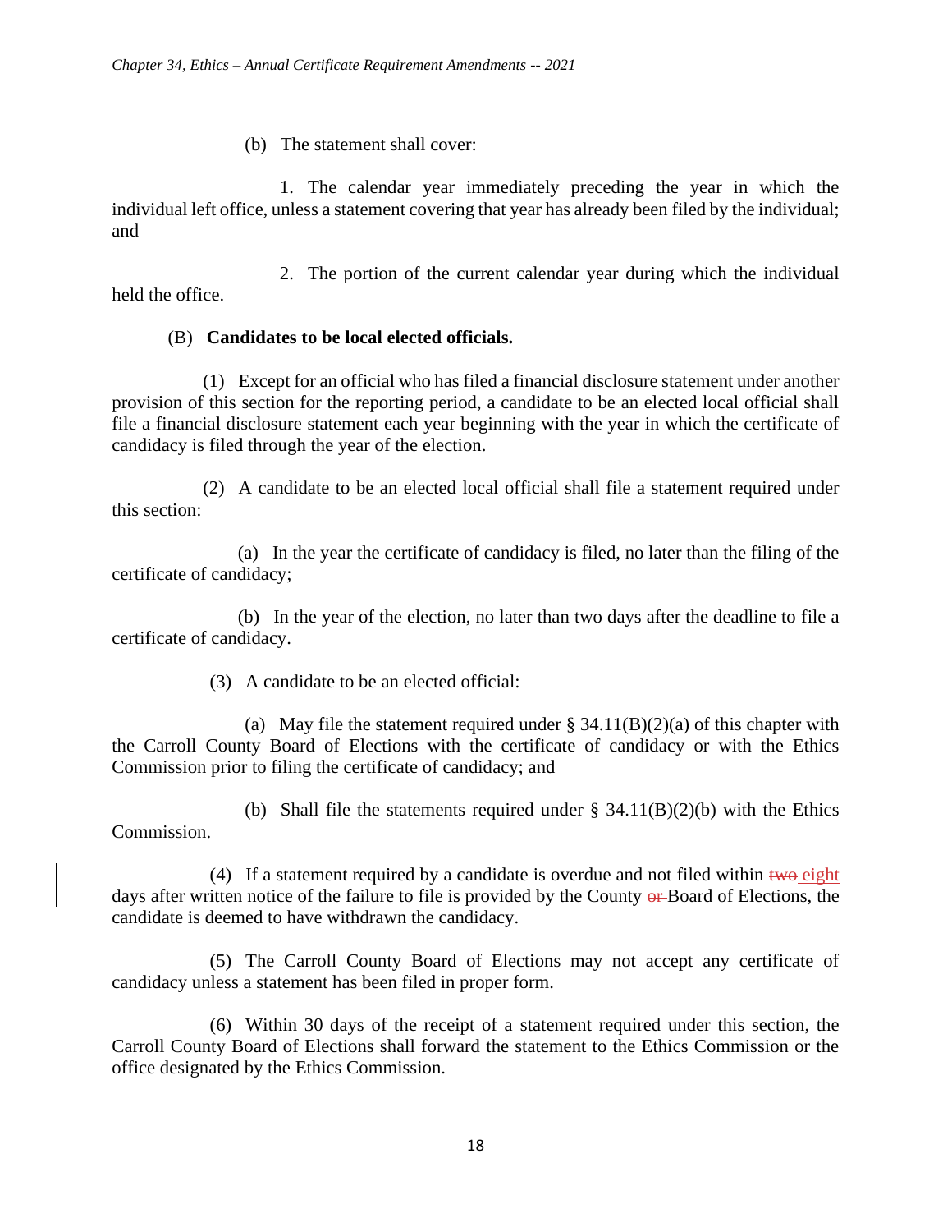(b) The statement shall cover:

1. The calendar year immediately preceding the year in which the individual left office, unless a statement covering that year has already been filed by the individual; and

2. The portion of the current calendar year during which the individual held the office.

(B) **Candidates to be local elected officials.**

(1) Except for an official who has filed a financial disclosure statement under another provision of this section for the reporting period, a candidate to be an elected local official shall file a financial disclosure statement each year beginning with the year in which the certificate of candidacy is filed through the year of the election.

(2) A candidate to be an elected local official shall file a statement required under this section:

(a) In the year the certificate of candidacy is filed, no later than the filing of the certificate of candidacy;

(b) In the year of the election, no later than two days after the deadline to file a certificate of candidacy.

(3) A candidate to be an elected official:

(a) May file the statement required under § 34.11(B)(2)(a) of this chapter with the Carroll County Board of Elections with the certificate of candidacy or with the Ethics Commission prior to filing the certificate of candidacy; and

(b) Shall file the statements required under § 34.11(B)(2)(b) with the Ethics Commission.

(4) If a statement required by a candidate is overdue and not filed within ~~two~~ eight days after written notice of the failure to file is provided by the County ~~or~~ Board of Elections, the candidate is deemed to have withdrawn the candidacy.

(5) The Carroll County Board of Elections may not accept any certificate of candidacy unless a statement has been filed in proper form.

(6) Within 30 days of the receipt of a statement required under this section, the Carroll County Board of Elections shall forward the statement to the Ethics Commission or the office designated by the Ethics Commission.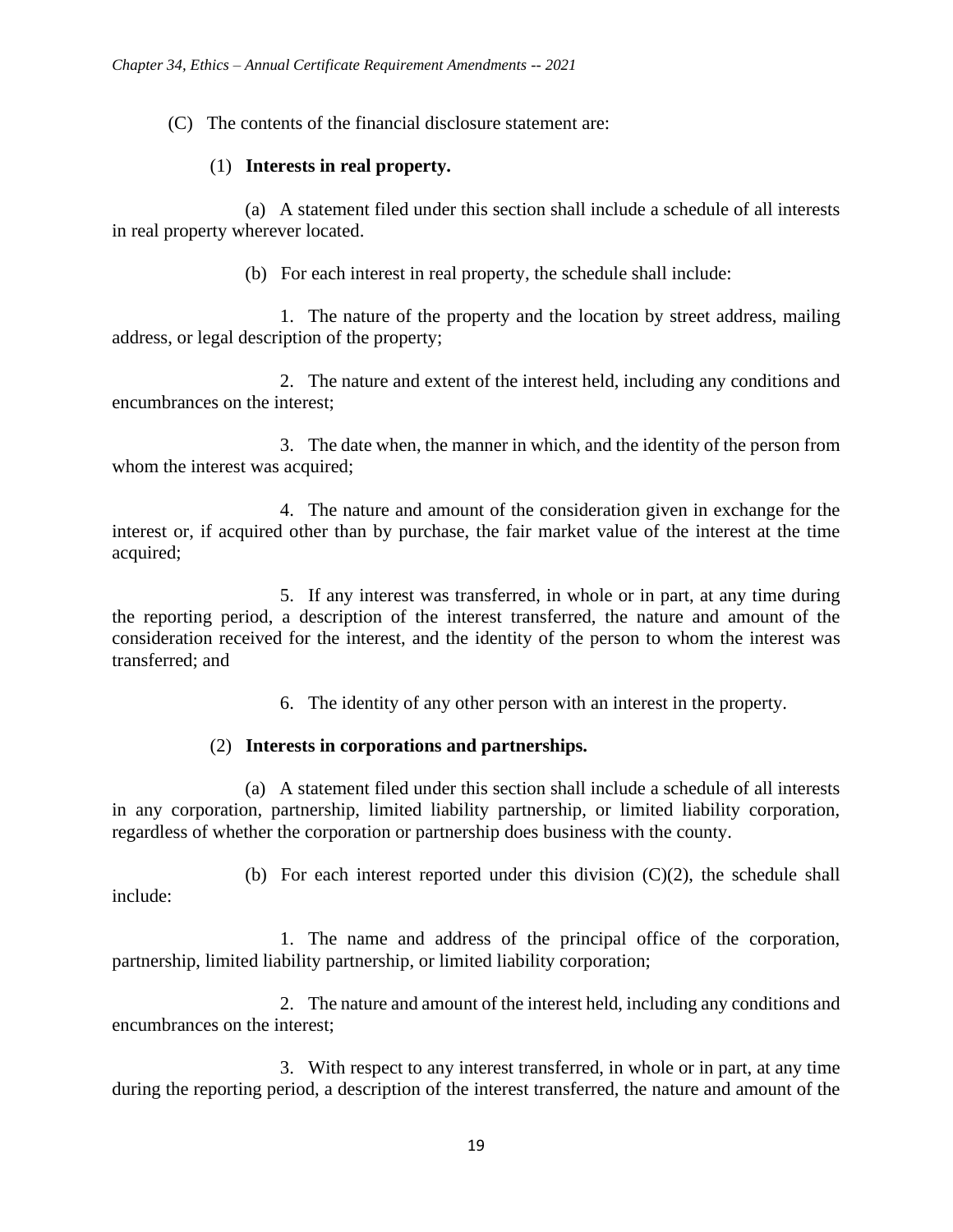(C) The contents of the financial disclosure statement are:

(1) **Interests in real property.**

(a) A statement filed under this section shall include a schedule of all interests in real property wherever located.

(b) For each interest in real property, the schedule shall include:

1. The nature of the property and the location by street address, mailing address, or legal description of the property;

2. The nature and extent of the interest held, including any conditions and encumbrances on the interest;

3. The date when, the manner in which, and the identity of the person from whom the interest was acquired;

4. The nature and amount of the consideration given in exchange for the interest or, if acquired other than by purchase, the fair market value of the interest at the time acquired;

5. If any interest was transferred, in whole or in part, at any time during the reporting period, a description of the interest transferred, the nature and amount of the consideration received for the interest, and the identity of the person to whom the interest was transferred; and

6. The identity of any other person with an interest in the property.

(2) **Interests in corporations and partnerships.**

(a) A statement filed under this section shall include a schedule of all interests in any corporation, partnership, limited liability partnership, or limited liability corporation, regardless of whether the corporation or partnership does business with the county.

(b) For each interest reported under this division (C)(2), the schedule shall include:

1. The name and address of the principal office of the corporation, partnership, limited liability partnership, or limited liability corporation;

2. The nature and amount of the interest held, including any conditions and encumbrances on the interest;

3. With respect to any interest transferred, in whole or in part, at any time during the reporting period, a description of the interest transferred, the nature and amount of the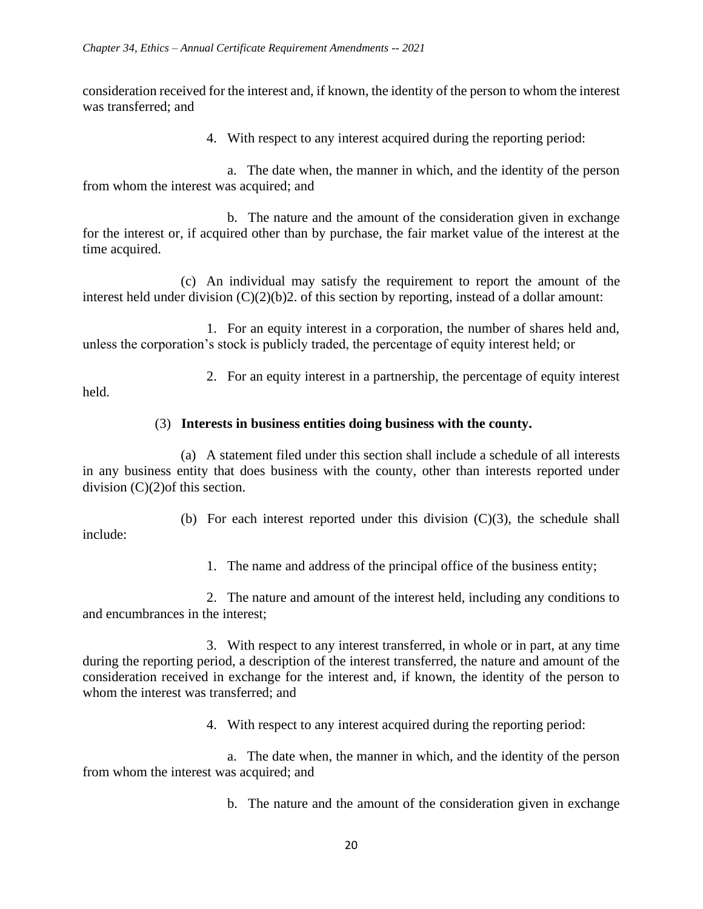consideration received for the interest and, if known, the identity of the person to whom the interest was transferred; and

4. With respect to any interest acquired during the reporting period:

a. The date when, the manner in which, and the identity of the person from whom the interest was acquired; and

b. The nature and the amount of the consideration given in exchange for the interest or, if acquired other than by purchase, the fair market value of the interest at the time acquired.

(c) An individual may satisfy the requirement to report the amount of the interest held under division (C)(2)(b)2. of this section by reporting, instead of a dollar amount:

1. For an equity interest in a corporation, the number of shares held and, unless the corporation's stock is publicly traded, the percentage of equity interest held; or

2. For an equity interest in a partnership, the percentage of equity interest held.

(3) **Interests in business entities doing business with the county.**

(a) A statement filed under this section shall include a schedule of all interests in any business entity that does business with the county, other than interests reported under division (C)(2)of this section.

(b) For each interest reported under this division (C)(3), the schedule shall include:

1. The name and address of the principal office of the business entity;

2. The nature and amount of the interest held, including any conditions to and encumbrances in the interest;

3. With respect to any interest transferred, in whole or in part, at any time during the reporting period, a description of the interest transferred, the nature and amount of the consideration received in exchange for the interest and, if known, the identity of the person to whom the interest was transferred; and

4. With respect to any interest acquired during the reporting period:

a. The date when, the manner in which, and the identity of the person from whom the interest was acquired; and

b. The nature and the amount of the consideration given in exchange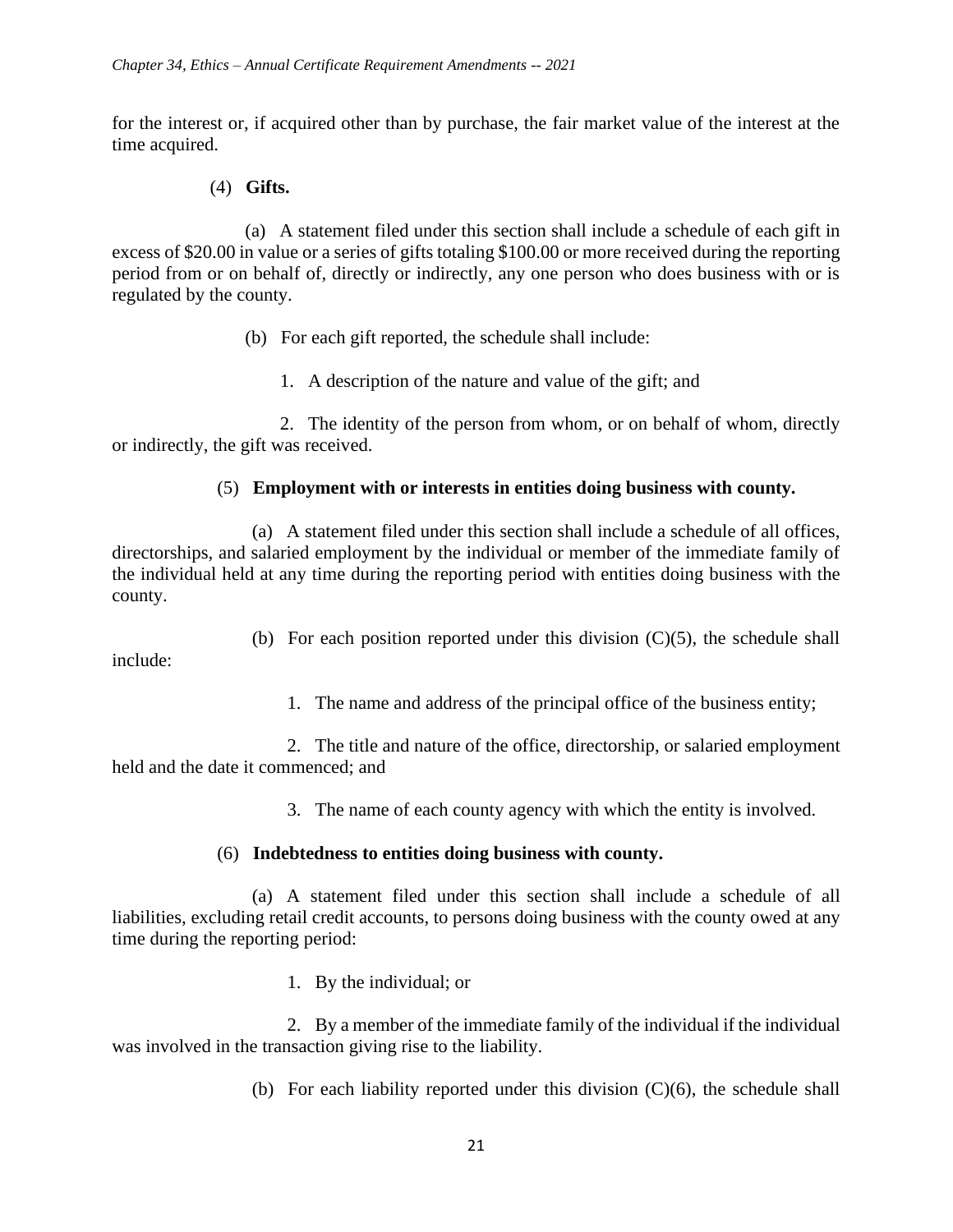for the interest or, if acquired other than by purchase, the fair market value of the interest at the time acquired.

(4) **Gifts.**

(a) A statement filed under this section shall include a schedule of each gift in excess of $20.00 in value or a series of gifts totaling $100.00 or more received during the reporting period from or on behalf of, directly or indirectly, any one person who does business with or is regulated by the county.

(b) For each gift reported, the schedule shall include:

1. A description of the nature and value of the gift; and

2. The identity of the person from whom, or on behalf of whom, directly or indirectly, the gift was received.

(5) **Employment with or interests in entities doing business with county.**

(a) A statement filed under this section shall include a schedule of all offices, directorships, and salaried employment by the individual or member of the immediate family of the individual held at any time during the reporting period with entities doing business with the county.

(b) For each position reported under this division (C)(5), the schedule shall include:

1. The name and address of the principal office of the business entity;

2. The title and nature of the office, directorship, or salaried employment held and the date it commenced; and

3. The name of each county agency with which the entity is involved.

(6) **Indebtedness to entities doing business with county.**

(a) A statement filed under this section shall include a schedule of all liabilities, excluding retail credit accounts, to persons doing business with the county owed at any time during the reporting period:

1. By the individual; or

2. By a member of the immediate family of the individual if the individual was involved in the transaction giving rise to the liability.

(b) For each liability reported under this division (C)(6), the schedule shall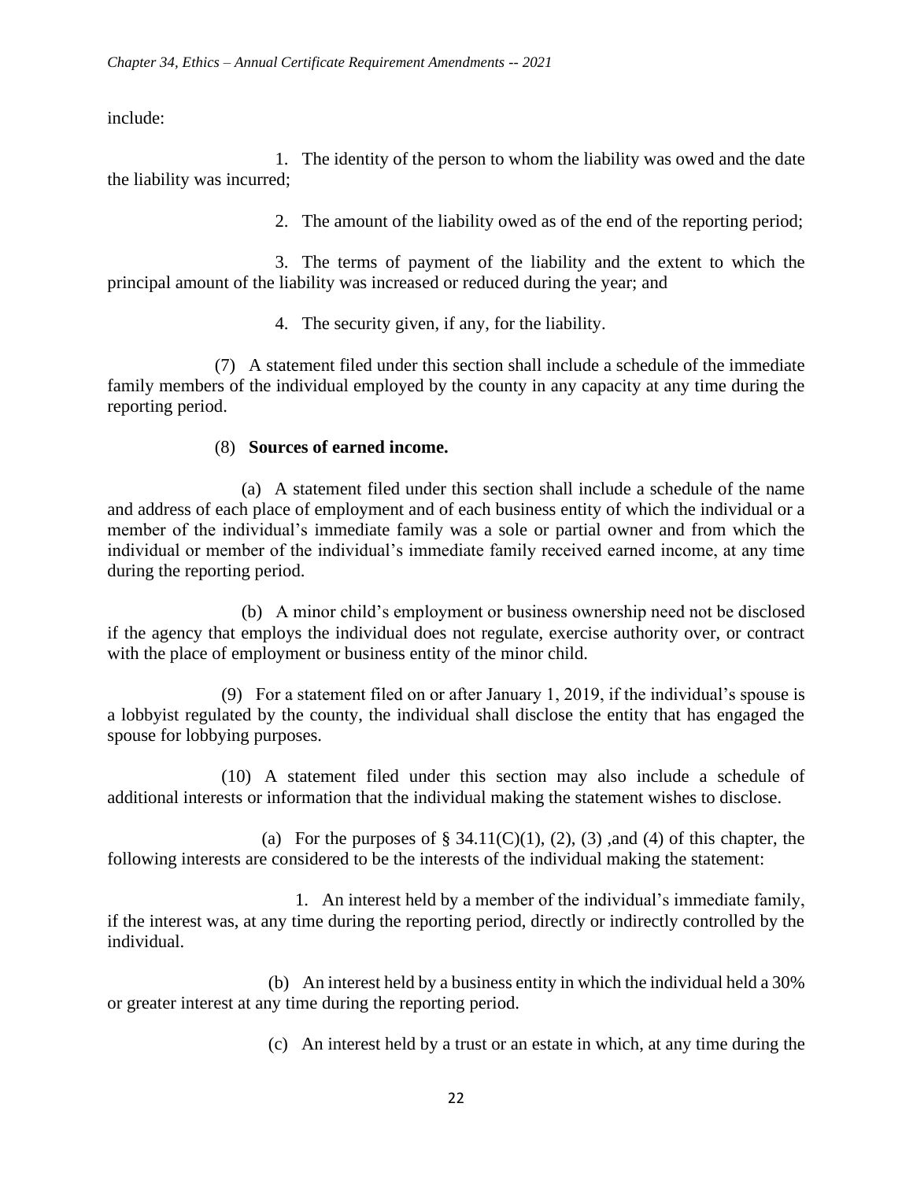include:

1. The identity of the person to whom the liability was owed and the date the liability was incurred;

2. The amount of the liability owed as of the end of the reporting period;

3. The terms of payment of the liability and the extent to which the principal amount of the liability was increased or reduced during the year; and

4. The security given, if any, for the liability.

(7) A statement filed under this section shall include a schedule of the immediate family members of the individual employed by the county in any capacity at any time during the reporting period.

(8) **Sources of earned income.**

(a) A statement filed under this section shall include a schedule of the name and address of each place of employment and of each business entity of which the individual or a member of the individual's immediate family was a sole or partial owner and from which the individual or member of the individual's immediate family received earned income, at any time during the reporting period.

(b) A minor child's employment or business ownership need not be disclosed if the agency that employs the individual does not regulate, exercise authority over, or contract with the place of employment or business entity of the minor child.

(9) For a statement filed on or after January 1, 2019, if the individual's spouse is a lobbyist regulated by the county, the individual shall disclose the entity that has engaged the spouse for lobbying purposes.

(10) A statement filed under this section may also include a schedule of additional interests or information that the individual making the statement wishes to disclose.

(a) For the purposes of § 34.11(C)(1), (2), (3) ,and (4) of this chapter, the following interests are considered to be the interests of the individual making the statement:

1. An interest held by a member of the individual's immediate family, if the interest was, at any time during the reporting period, directly or indirectly controlled by the individual.

(b) An interest held by a business entity in which the individual held a 30% or greater interest at any time during the reporting period.

(c) An interest held by a trust or an estate in which, at any time during the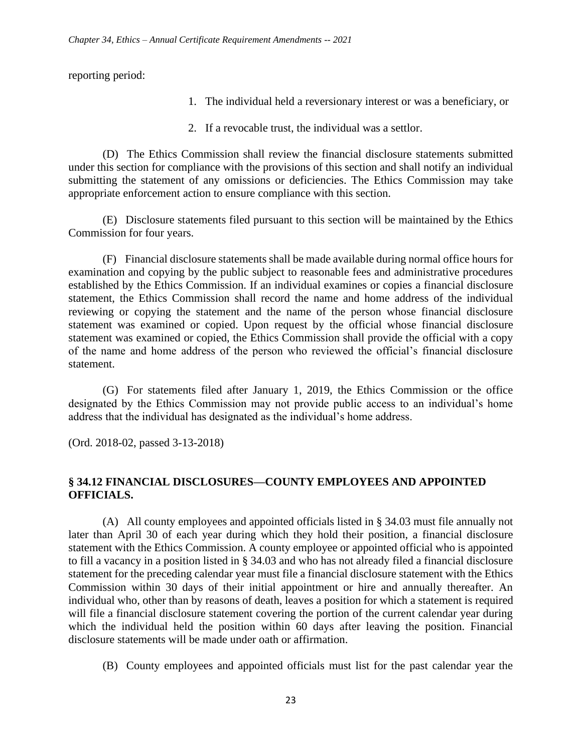reporting period:

1. The individual held a reversionary interest or was a beneficiary, or

2. If a revocable trust, the individual was a settlor.

(D) The Ethics Commission shall review the financial disclosure statements submitted under this section for compliance with the provisions of this section and shall notify an individual submitting the statement of any omissions or deficiencies. The Ethics Commission may take appropriate enforcement action to ensure compliance with this section.

(E) Disclosure statements filed pursuant to this section will be maintained by the Ethics Commission for four years.

(F) Financial disclosure statements shall be made available during normal office hours for examination and copying by the public subject to reasonable fees and administrative procedures established by the Ethics Commission. If an individual examines or copies a financial disclosure statement, the Ethics Commission shall record the name and home address of the individual reviewing or copying the statement and the name of the person whose financial disclosure statement was examined or copied. Upon request by the official whose financial disclosure statement was examined or copied, the Ethics Commission shall provide the official with a copy of the name and home address of the person who reviewed the official's financial disclosure statement.

(G) For statements filed after January 1, 2019, the Ethics Commission or the office designated by the Ethics Commission may not provide public access to an individual's home address that the individual has designated as the individual's home address.

(Ord. 2018-02, passed 3-13-2018)

### § 34.12 FINANCIAL DISCLOSURES—COUNTY EMPLOYEES AND APPOINTED OFFICIALS.

(A) All county employees and appointed officials listed in § 34.03 must file annually not later than April 30 of each year during which they hold their position, a financial disclosure statement with the Ethics Commission. A county employee or appointed official who is appointed to fill a vacancy in a position listed in § 34.03 and who has not already filed a financial disclosure statement for the preceding calendar year must file a financial disclosure statement with the Ethics Commission within 30 days of their initial appointment or hire and annually thereafter. An individual who, other than by reasons of death, leaves a position for which a statement is required will file a financial disclosure statement covering the portion of the current calendar year during which the individual held the position within 60 days after leaving the position. Financial disclosure statements will be made under oath or affirmation.

(B) County employees and appointed officials must list for the past calendar year the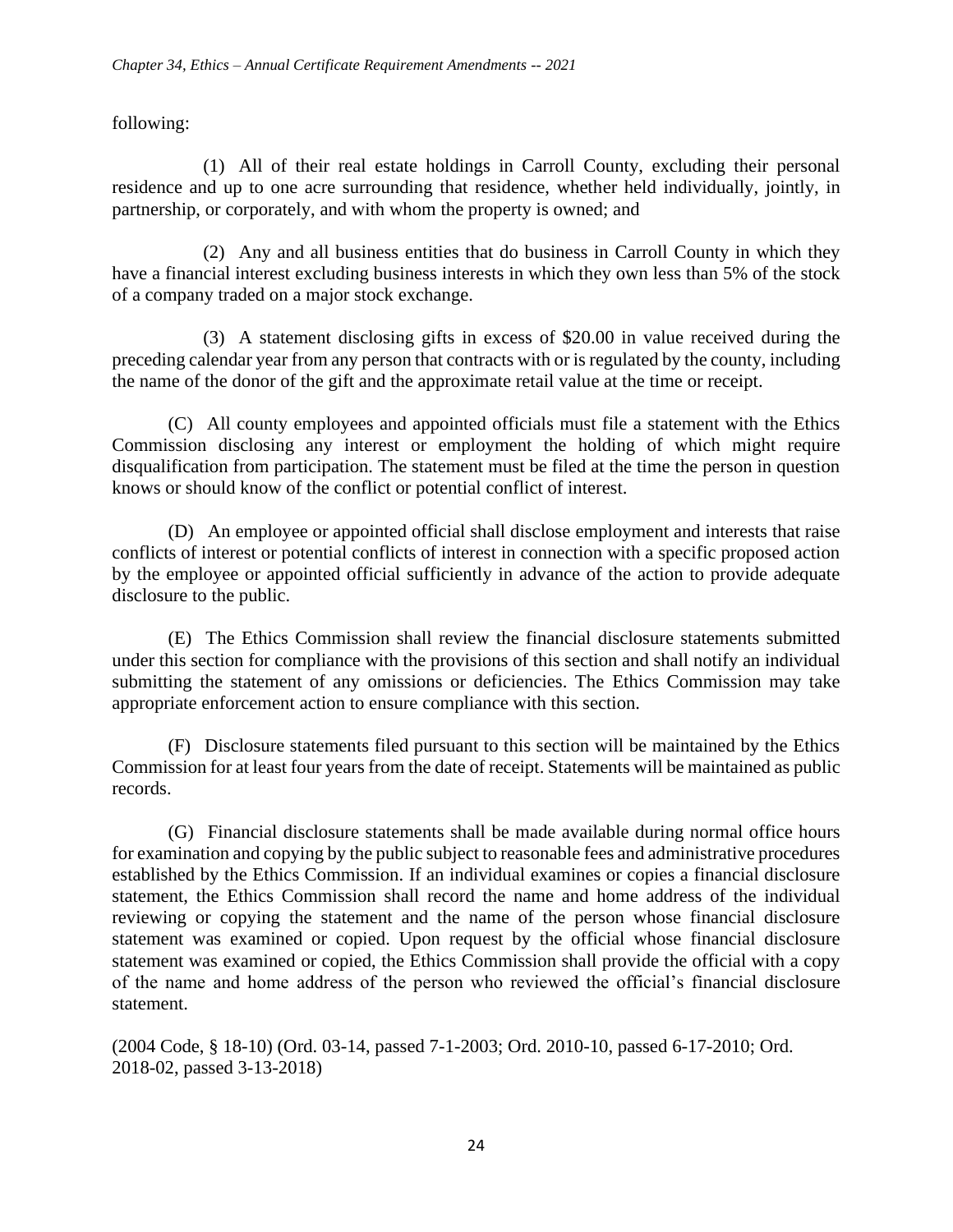following:

(1) All of their real estate holdings in Carroll County, excluding their personal residence and up to one acre surrounding that residence, whether held individually, jointly, in partnership, or corporately, and with whom the property is owned; and

(2) Any and all business entities that do business in Carroll County in which they have a financial interest excluding business interests in which they own less than 5% of the stock of a company traded on a major stock exchange.

(3) A statement disclosing gifts in excess of $20.00 in value received during the preceding calendar year from any person that contracts with or is regulated by the county, including the name of the donor of the gift and the approximate retail value at the time or receipt.

(C) All county employees and appointed officials must file a statement with the Ethics Commission disclosing any interest or employment the holding of which might require disqualification from participation. The statement must be filed at the time the person in question knows or should know of the conflict or potential conflict of interest.

(D) An employee or appointed official shall disclose employment and interests that raise conflicts of interest or potential conflicts of interest in connection with a specific proposed action by the employee or appointed official sufficiently in advance of the action to provide adequate disclosure to the public.

(E) The Ethics Commission shall review the financial disclosure statements submitted under this section for compliance with the provisions of this section and shall notify an individual submitting the statement of any omissions or deficiencies. The Ethics Commission may take appropriate enforcement action to ensure compliance with this section.

(F) Disclosure statements filed pursuant to this section will be maintained by the Ethics Commission for at least four years from the date of receipt. Statements will be maintained as public records.

(G) Financial disclosure statements shall be made available during normal office hours for examination and copying by the public subject to reasonable fees and administrative procedures established by the Ethics Commission. If an individual examines or copies a financial disclosure statement, the Ethics Commission shall record the name and home address of the individual reviewing or copying the statement and the name of the person whose financial disclosure statement was examined or copied. Upon request by the official whose financial disclosure statement was examined or copied, the Ethics Commission shall provide the official with a copy of the name and home address of the person who reviewed the official's financial disclosure statement.

(2004 Code, § 18-10) (Ord. 03-14, passed 7-1-2003; Ord. 2010-10, passed 6-17-2010; Ord. 2018-02, passed 3-13-2018)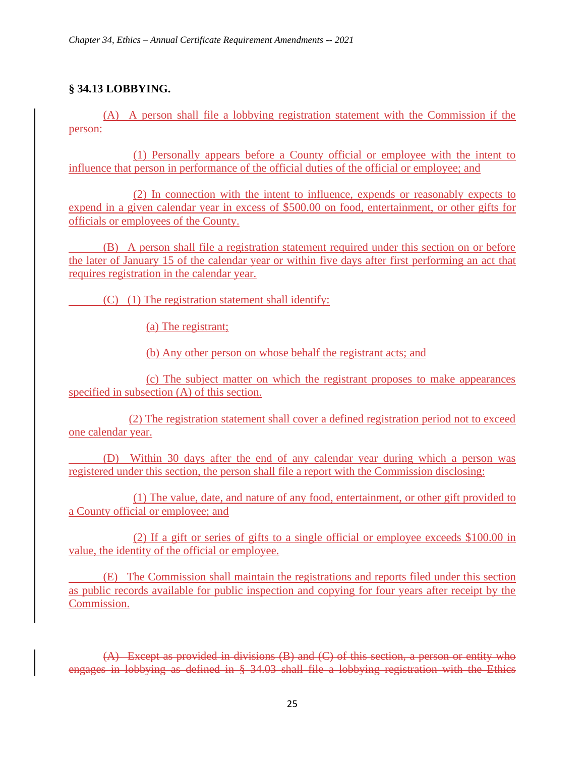## § 34.13 LOBBYING.

(A) A person shall file a lobbying registration statement with the Commission if the person:

(1) Personally appears before a County official or employee with the intent to influence that person in performance of the official duties of the official or employee; and

(2) In connection with the intent to influence, expends or reasonably expects to expend in a given calendar year in excess of $500.00 on food, entertainment, or other gifts for officials or employees of the County.

(B) A person shall file a registration statement required under this section on or before the later of January 15 of the calendar year or within five days after first performing an act that requires registration in the calendar year.

(C) (1) The registration statement shall identify:

(a) The registrant;

(b) Any other person on whose behalf the registrant acts; and

(c) The subject matter on which the registrant proposes to make appearances specified in subsection (A) of this section.

(2) The registration statement shall cover a defined registration period not to exceed one calendar year.

(D) Within 30 days after the end of any calendar year during which a person was registered under this section, the person shall file a report with the Commission disclosing:

(1) The value, date, and nature of any food, entertainment, or other gift provided to a County official or employee; and

(2) If a gift or series of gifts to a single official or employee exceeds $100.00 in value, the identity of the official or employee.

(E) The Commission shall maintain the registrations and reports filed under this section as public records available for public inspection and copying for four years after receipt by the Commission.

~~(A) Except as provided in divisions (B) and (C) of this section, a person or entity who engages in lobbying as defined in § 34.03 shall file a lobbying registration with the Ethics~~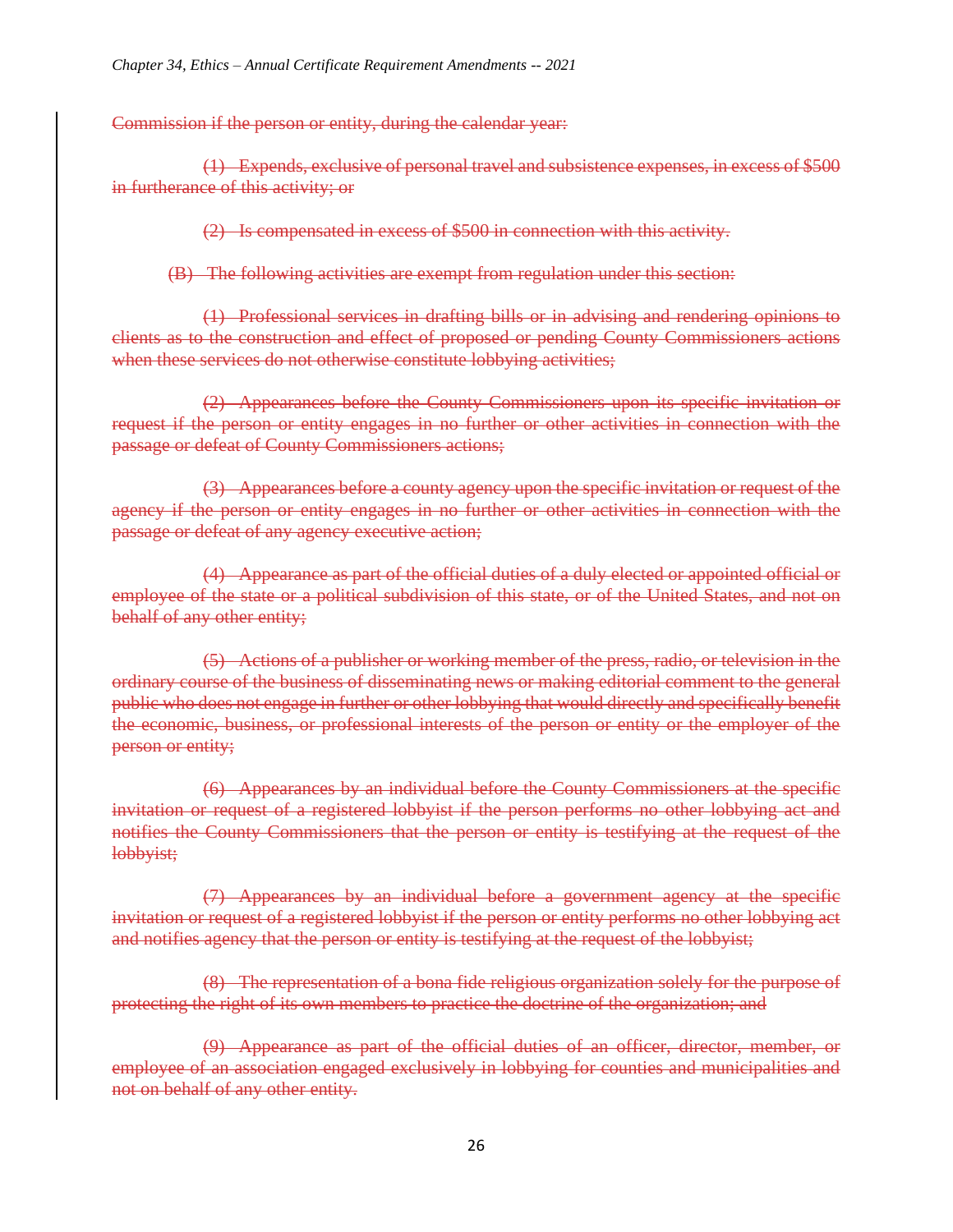~~Commission if the person or entity, during the calendar year:~~

~~(1) Expends, exclusive of personal travel and subsistence expenses, in excess of $500 in furtherance of this activity; or~~

~~(2) Is compensated in excess of $500 in connection with this activity.~~

~~(B) The following activities are exempt from regulation under this section:~~

~~(1) Professional services in drafting bills or in advising and rendering opinions to clients as to the construction and effect of proposed or pending County Commissioners actions when these services do not otherwise constitute lobbying activities;~~

~~(2) Appearances before the County Commissioners upon its specific invitation or request if the person or entity engages in no further or other activities in connection with the passage or defeat of County Commissioners actions;~~

~~(3) Appearances before a county agency upon the specific invitation or request of the agency if the person or entity engages in no further or other activities in connection with the passage or defeat of any agency executive action;~~

~~(4) Appearance as part of the official duties of a duly elected or appointed official or employee of the state or a political subdivision of this state, or of the United States, and not on behalf of any other entity;~~

~~(5) Actions of a publisher or working member of the press, radio, or television in the ordinary course of the business of disseminating news or making editorial comment to the general public who does not engage in further or other lobbying that would directly and specifically benefit the economic, business, or professional interests of the person or entity or the employer of the person or entity;~~

~~(6) Appearances by an individual before the County Commissioners at the specific invitation or request of a registered lobbyist if the person performs no other lobbying act and notifies the County Commissioners that the person or entity is testifying at the request of the lobbyist;~~

~~(7) Appearances by an individual before a government agency at the specific invitation or request of a registered lobbyist if the person or entity performs no other lobbying act and notifies agency that the person or entity is testifying at the request of the lobbyist;~~

~~(8) The representation of a bona fide religious organization solely for the purpose of protecting the right of its own members to practice the doctrine of the organization; and~~

~~(9) Appearance as part of the official duties of an officer, director, member, or employee of an association engaged exclusively in lobbying for counties and municipalities and not on behalf of any other entity.~~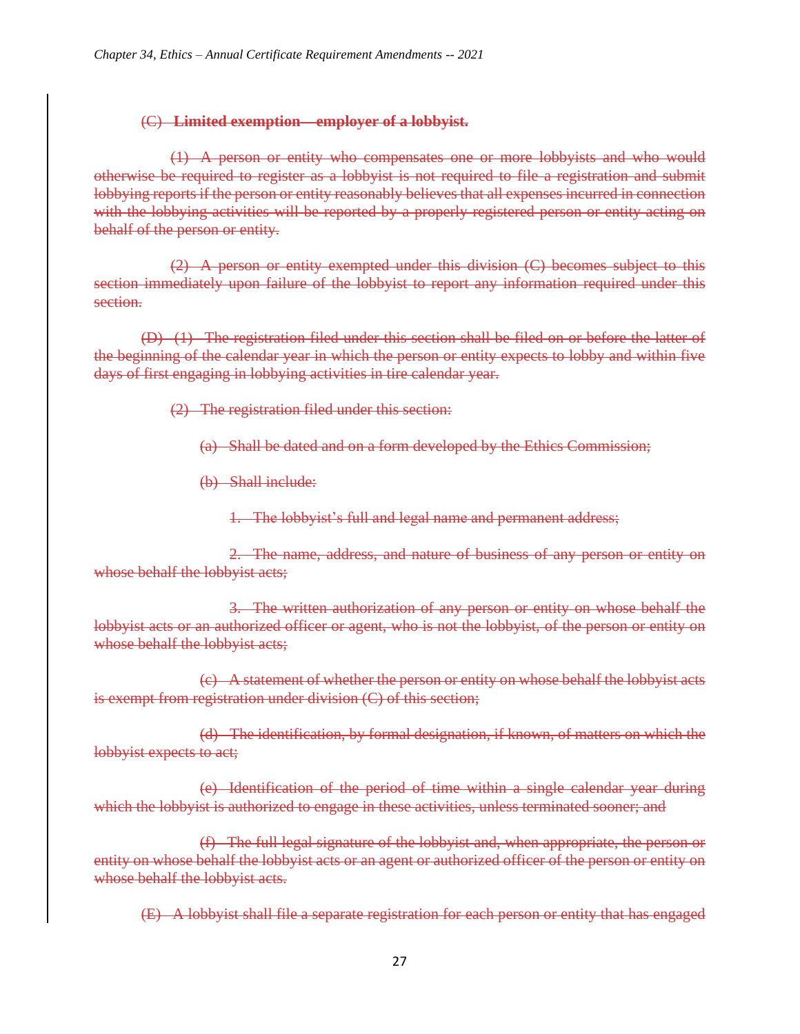~~(C) **Limited exemption – employer of a lobbyist.**~~

~~(1) A person or entity who compensates one or more lobbyists and who would otherwise be required to register as a lobbyist is not required to file a registration and submit lobbying reports if the person or entity reasonably believes that all expenses incurred in connection with the lobbying activities will be reported by a properly registered person or entity acting on behalf of the person or entity.~~

~~(2) A person or entity exempted under this division (C) becomes subject to this section immediately upon failure of the lobbyist to report any information required under this section.~~

~~(D) (1) The registration filed under this section shall be filed on or before the latter of the beginning of the calendar year in which the person or entity expects to lobby and within five days of first engaging in lobbying activities in tire calendar year.~~

~~(2) The registration filed under this section:~~

~~(a) Shall be dated and on a form developed by the Ethics Commission;~~

~~(b) Shall include:~~

~~1. The lobbyist's full and legal name and permanent address;~~

~~2. The name, address, and nature of business of any person or entity on whose behalf the lobbyist acts;~~

~~3. The written authorization of any person or entity on whose behalf the lobbyist acts or an authorized officer or agent, who is not the lobbyist, of the person or entity on whose behalf the lobbyist acts;~~

~~(c) A statement of whether the person or entity on whose behalf the lobbyist acts is exempt from registration under division (C) of this section;~~

~~(d) The identification, by formal designation, if known, of matters on which the lobbyist expects to act;~~

~~(e) Identification of the period of time within a single calendar year during which the lobbyist is authorized to engage in these activities, unless terminated sooner; and~~

~~(f) The full legal signature of the lobbyist and, when appropriate, the person or entity on whose behalf the lobbyist acts or an agent or authorized officer of the person or entity on whose behalf the lobbyist acts.~~

~~(E) A lobbyist shall file a separate registration for each person or entity that has engaged~~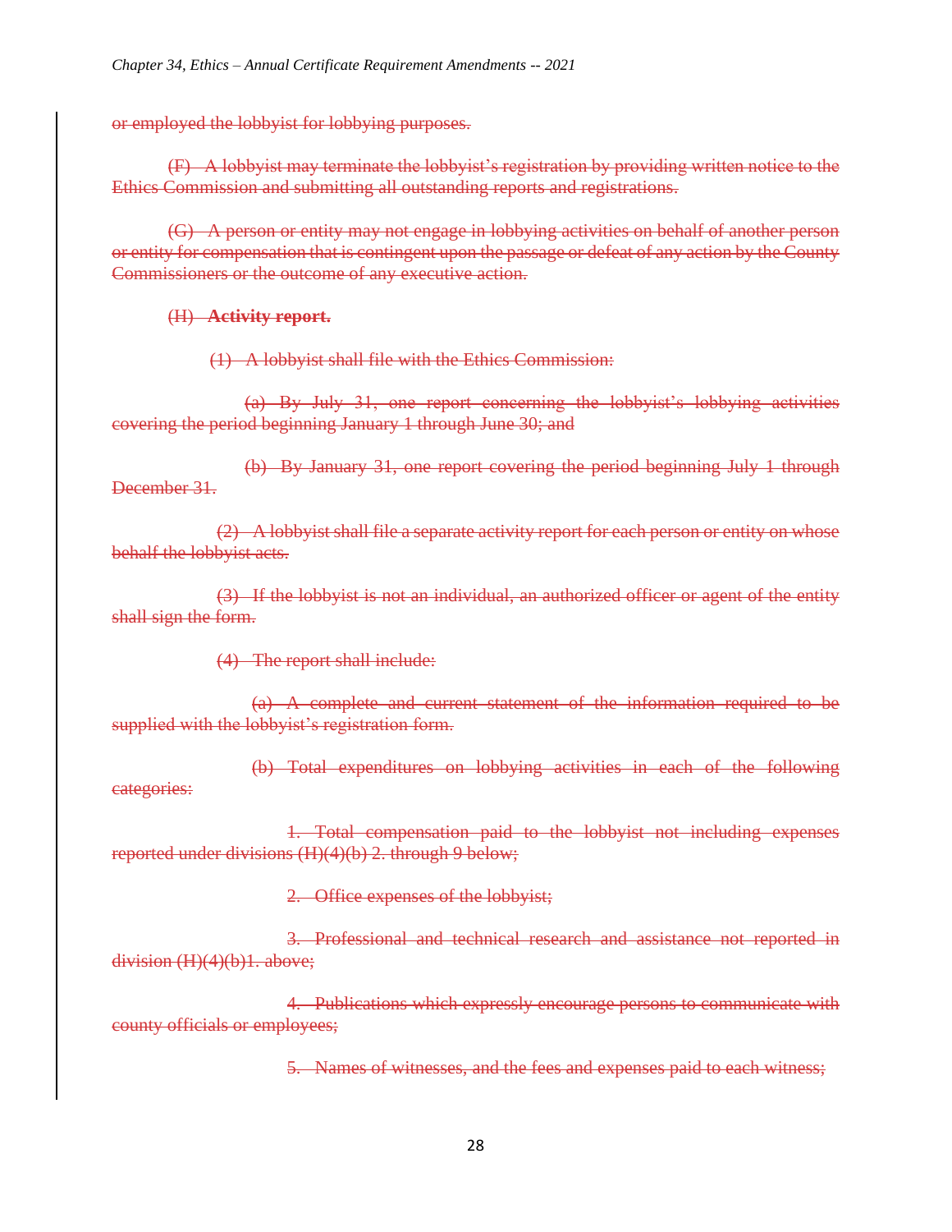~~or employed the lobbyist for lobbying purposes.~~

~~(F) A lobbyist may terminate the lobbyist's registration by providing written notice to the Ethics Commission and submitting all outstanding reports and registrations.~~

~~(G) A person or entity may not engage in lobbying activities on behalf of another person or entity for compensation that is contingent upon the passage or defeat of any action by the County Commissioners or the outcome of any executive action.~~

~~(H) **Activity report.**~~

~~(1) A lobbyist shall file with the Ethics Commission:~~

~~(a) By July 31, one report concerning the lobbyist's lobbying activities covering the period beginning January 1 through June 30; and~~

~~(b) By January 31, one report covering the period beginning July 1 through December 31.~~

~~(2) A lobbyist shall file a separate activity report for each person or entity on whose behalf the lobbyist acts.~~

~~(3) If the lobbyist is not an individual, an authorized officer or agent of the entity shall sign the form.~~

~~(4) The report shall include:~~

~~(a) A complete and current statement of the information required to be supplied with the lobbyist's registration form.~~

~~(b) Total expenditures on lobbying activities in each of the following categories:~~

~~1. Total compensation paid to the lobbyist not including expenses reported under divisions (H)(4)(b) 2. through 9 below;~~

~~2. Office expenses of the lobbyist;~~

~~3. Professional and technical research and assistance not reported in division (H)(4)(b)1. above;~~

~~4. Publications which expressly encourage persons to communicate with county officials or employees;~~

~~5. Names of witnesses, and the fees and expenses paid to each witness;~~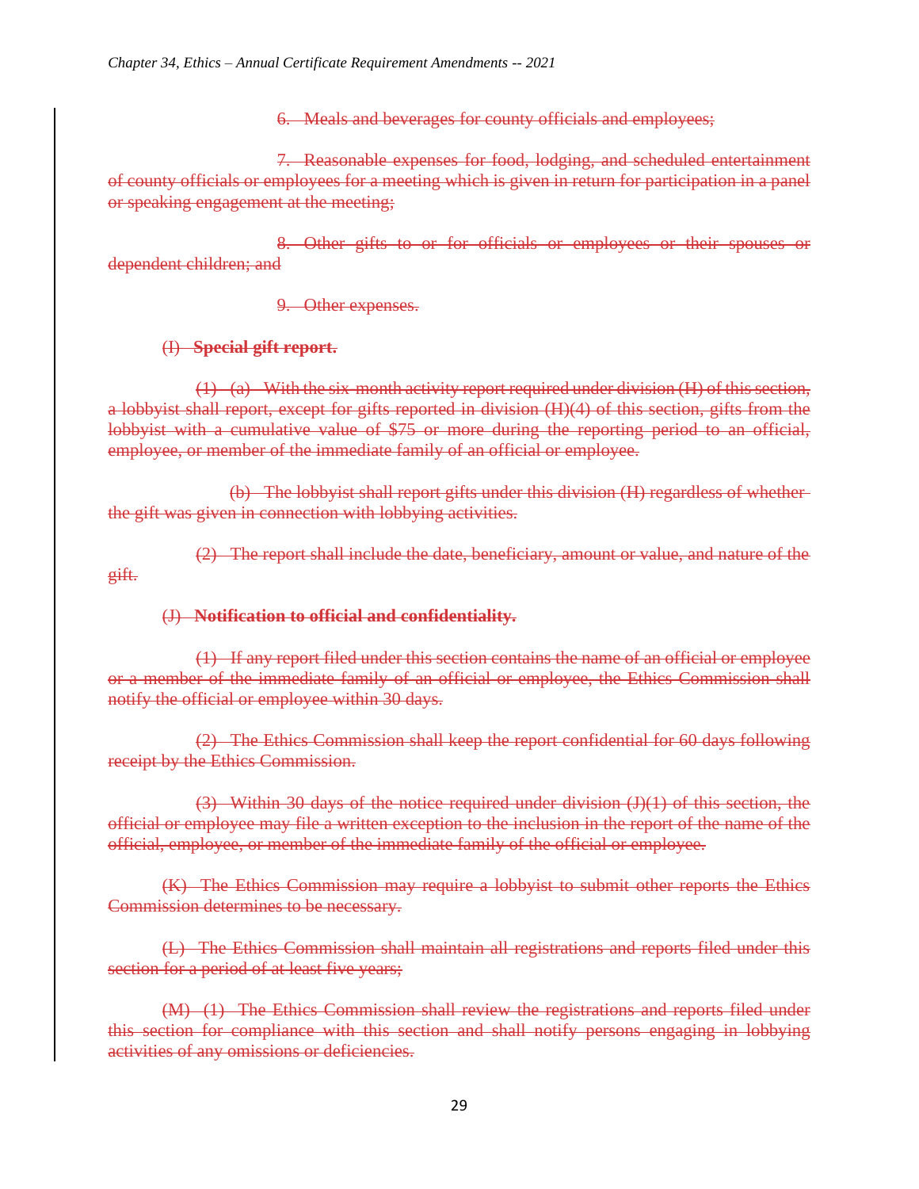~~6. Meals and beverages for county officials and employees;~~

~~7. Reasonable expenses for food, lodging, and scheduled entertainment of county officials or employees for a meeting which is given in return for participation in a panel or speaking engagement at the meeting;~~

~~8. Other gifts to or for officials or employees or their spouses or dependent children; and~~

~~9. Other expenses.~~

~~(I) **Special gift report.**~~

~~(1) (a) With the six-month activity report required under division (H) of this section, a lobbyist shall report, except for gifts reported in division (H)(4) of this section, gifts from the lobbyist with a cumulative value of $75 or more during the reporting period to an official, employee, or member of the immediate family of an official or employee.~~

~~(b) The lobbyist shall report gifts under this division (H) regardless of whether the gift was given in connection with lobbying activities.~~

~~(2) The report shall include the date, beneficiary, amount or value, and nature of the gift.~~

~~(J) **Notification to official and confidentiality.**~~

~~(1) If any report filed under this section contains the name of an official or employee or a member of the immediate family of an official or employee, the Ethics Commission shall notify the official or employee within 30 days.~~

~~(2) The Ethics Commission shall keep the report confidential for 60 days following receipt by the Ethics Commission.~~

~~(3) Within 30 days of the notice required under division (J)(1) of this section, the official or employee may file a written exception to the inclusion in the report of the name of the official, employee, or member of the immediate family of the official or employee.~~

~~(K) The Ethics Commission may require a lobbyist to submit other reports the Ethics Commission determines to be necessary.~~

~~(L) The Ethics Commission shall maintain all registrations and reports filed under this section for a period of at least five years;~~

~~(M) (1) The Ethics Commission shall review the registrations and reports filed under this section for compliance with this section and shall notify persons engaging in lobbying activities of any omissions or deficiencies.~~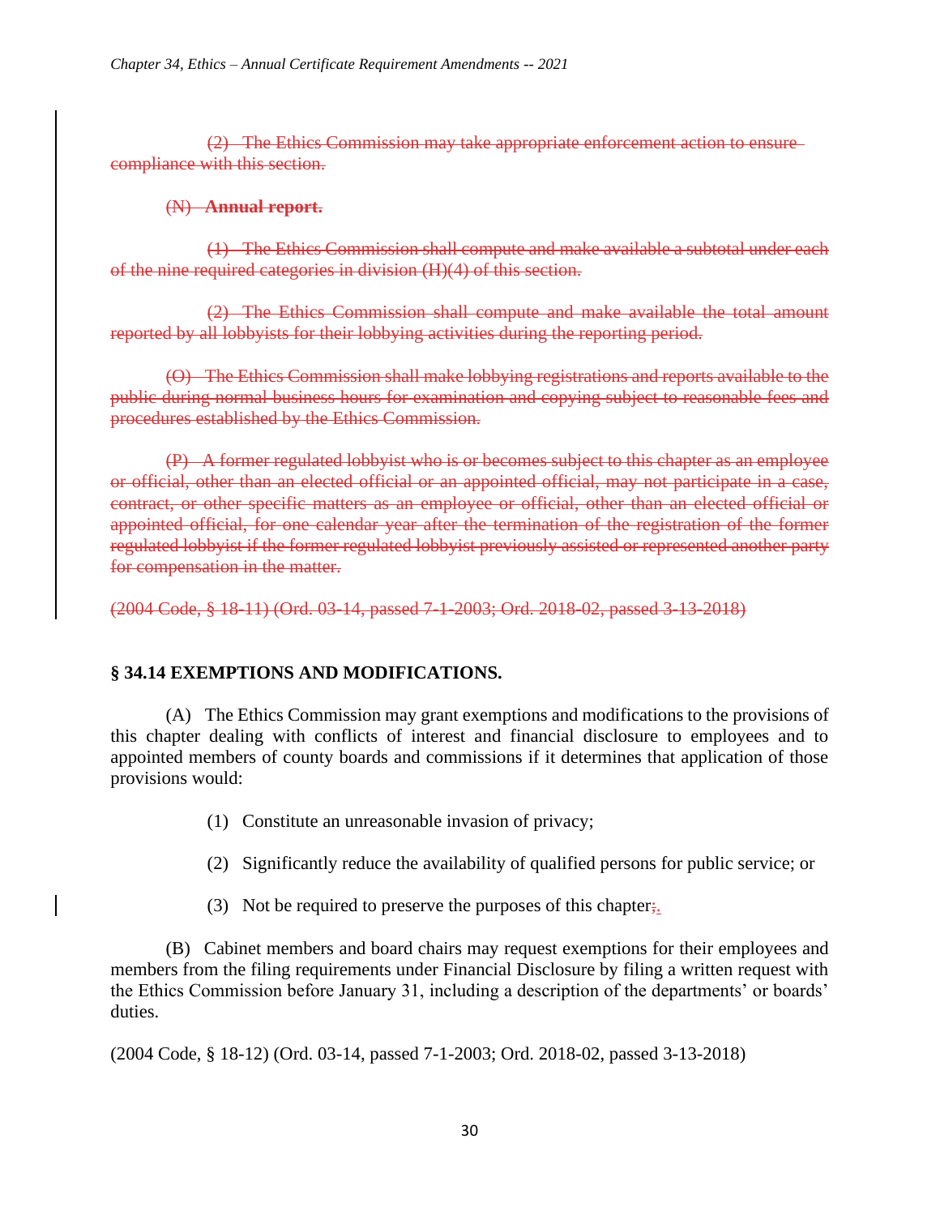~~(2) The Ethics Commission may take appropriate enforcement action to ensure compliance with this section.~~

~~(N) **Annual report.**~~

~~(1) The Ethics Commission shall compute and make available a subtotal under each of the nine required categories in division (H)(4) of this section.~~

~~(2) The Ethics Commission shall compute and make available the total amount reported by all lobbyists for their lobbying activities during the reporting period.~~

~~(O) The Ethics Commission shall make lobbying registrations and reports available to the public during normal business hours for examination and copying subject to reasonable fees and procedures established by the Ethics Commission.~~

~~(P) A former regulated lobbyist who is or becomes subject to this chapter as an employee or official, other than an elected official or an appointed official, may not participate in a case, contract, or other specific matters as an employee or official, other than an elected official or appointed official, for one calendar year after the termination of the registration of the former regulated lobbyist if the former regulated lobbyist previously assisted or represented another party for compensation in the matter.~~

~~(2004 Code, § 18-11) (Ord. 03-14, passed 7-1-2003; Ord. 2018-02, passed 3-13-2018)~~

**§ 34.14 EXEMPTIONS AND MODIFICATIONS.**

(A) The Ethics Commission may grant exemptions and modifications to the provisions of this chapter dealing with conflicts of interest and financial disclosure to employees and to appointed members of county boards and commissions if it determines that application of those provisions would:

(1) Constitute an unreasonable invasion of privacy;

(2) Significantly reduce the availability of qualified persons for public service; or

(3) Not be required to preserve the purposes of this chapter~~;~~.

(B) Cabinet members and board chairs may request exemptions for their employees and members from the filing requirements under Financial Disclosure by filing a written request with the Ethics Commission before January 31, including a description of the departments' or boards' duties.

(2004 Code, § 18-12) (Ord. 03-14, passed 7-1-2003; Ord. 2018-02, passed 3-13-2018)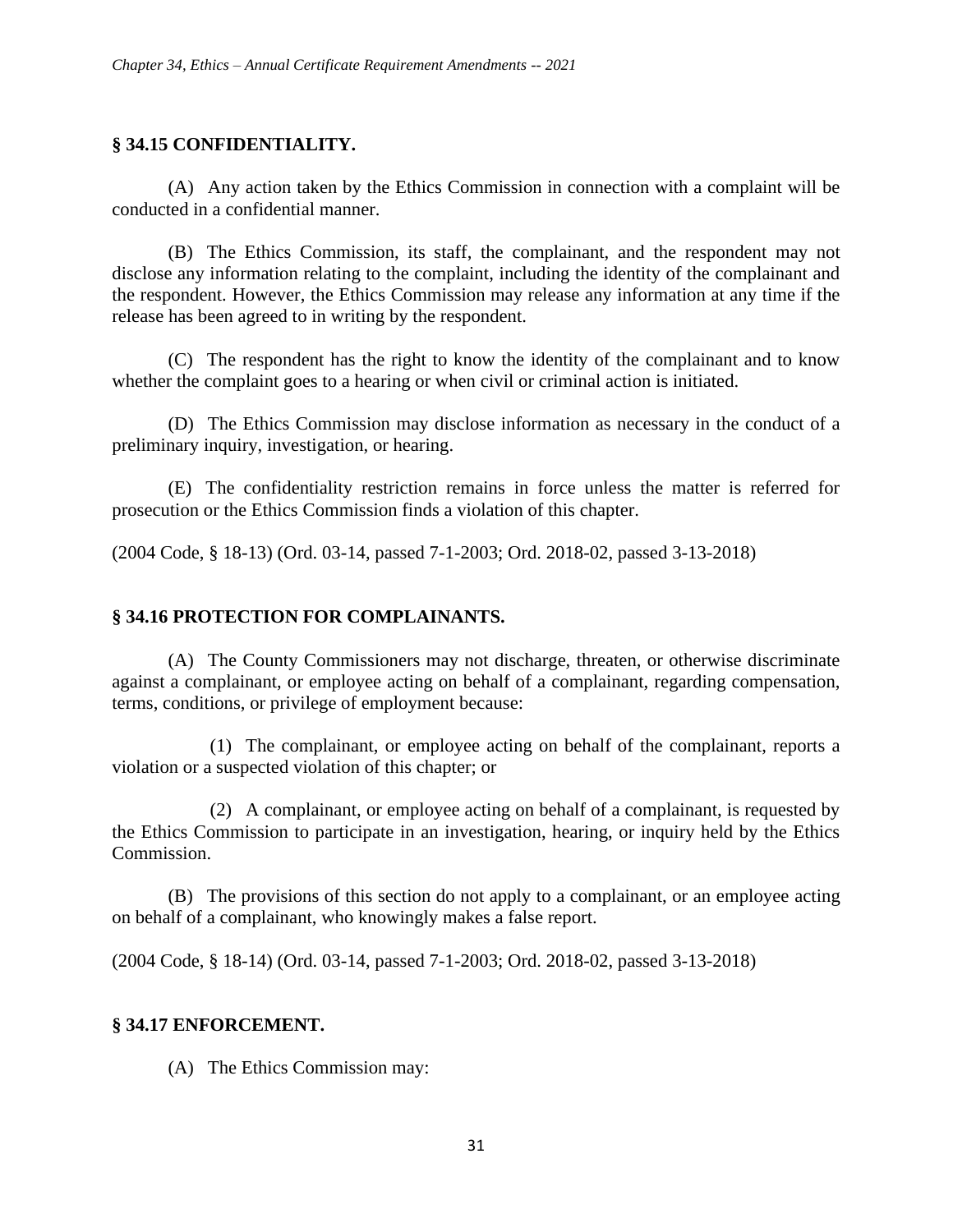## § 34.15 CONFIDENTIALITY.

(A) Any action taken by the Ethics Commission in connection with a complaint will be conducted in a confidential manner.

(B) The Ethics Commission, its staff, the complainant, and the respondent may not disclose any information relating to the complaint, including the identity of the complainant and the respondent. However, the Ethics Commission may release any information at any time if the release has been agreed to in writing by the respondent.

(C) The respondent has the right to know the identity of the complainant and to know whether the complaint goes to a hearing or when civil or criminal action is initiated.

(D) The Ethics Commission may disclose information as necessary in the conduct of a preliminary inquiry, investigation, or hearing.

(E) The confidentiality restriction remains in force unless the matter is referred for prosecution or the Ethics Commission finds a violation of this chapter.

(2004 Code, § 18-13) (Ord. 03-14, passed 7-1-2003; Ord. 2018-02, passed 3-13-2018)

## § 34.16 PROTECTION FOR COMPLAINANTS.

(A) The County Commissioners may not discharge, threaten, or otherwise discriminate against a complainant, or employee acting on behalf of a complainant, regarding compensation, terms, conditions, or privilege of employment because:

(1) The complainant, or employee acting on behalf of the complainant, reports a violation or a suspected violation of this chapter; or

(2) A complainant, or employee acting on behalf of a complainant, is requested by the Ethics Commission to participate in an investigation, hearing, or inquiry held by the Ethics Commission.

(B) The provisions of this section do not apply to a complainant, or an employee acting on behalf of a complainant, who knowingly makes a false report.

(2004 Code, § 18-14) (Ord. 03-14, passed 7-1-2003; Ord. 2018-02, passed 3-13-2018)

## § 34.17 ENFORCEMENT.

(A) The Ethics Commission may: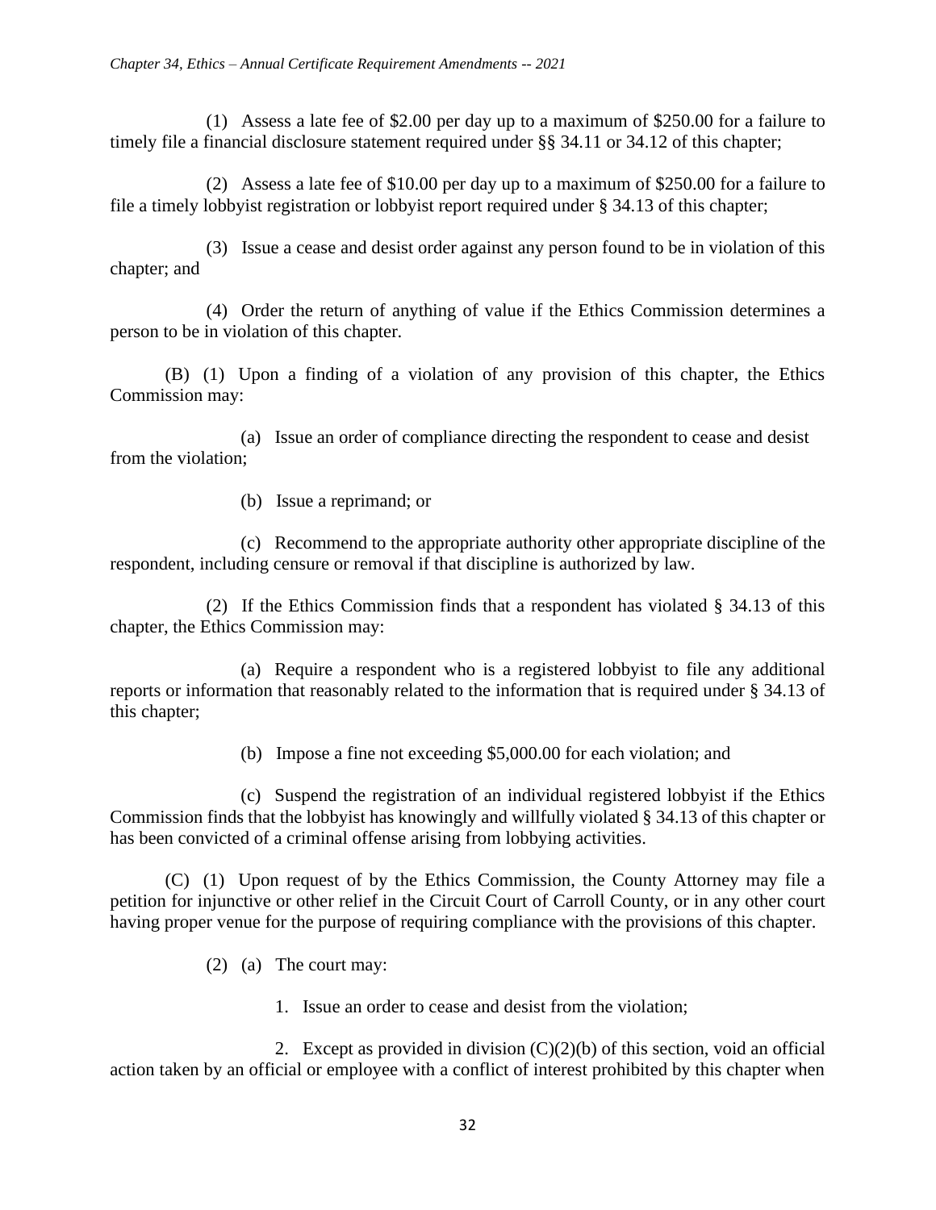(1) Assess a late fee of $2.00 per day up to a maximum of $250.00 for a failure to timely file a financial disclosure statement required under §§ 34.11 or 34.12 of this chapter;

(2) Assess a late fee of $10.00 per day up to a maximum of $250.00 for a failure to file a timely lobbyist registration or lobbyist report required under § 34.13 of this chapter;

(3) Issue a cease and desist order against any person found to be in violation of this chapter; and

(4) Order the return of anything of value if the Ethics Commission determines a person to be in violation of this chapter.

(B) (1) Upon a finding of a violation of any provision of this chapter, the Ethics Commission may:

(a) Issue an order of compliance directing the respondent to cease and desist from the violation;

(b) Issue a reprimand; or

(c) Recommend to the appropriate authority other appropriate discipline of the respondent, including censure or removal if that discipline is authorized by law.

(2) If the Ethics Commission finds that a respondent has violated § 34.13 of this chapter, the Ethics Commission may:

(a) Require a respondent who is a registered lobbyist to file any additional reports or information that reasonably related to the information that is required under § 34.13 of this chapter;

(b) Impose a fine not exceeding $5,000.00 for each violation; and

(c) Suspend the registration of an individual registered lobbyist if the Ethics Commission finds that the lobbyist has knowingly and willfully violated § 34.13 of this chapter or has been convicted of a criminal offense arising from lobbying activities.

(C) (1) Upon request of by the Ethics Commission, the County Attorney may file a petition for injunctive or other relief in the Circuit Court of Carroll County, or in any other court having proper venue for the purpose of requiring compliance with the provisions of this chapter.

(2) (a) The court may:

1. Issue an order to cease and desist from the violation;

2. Except as provided in division (C)(2)(b) of this section, void an official action taken by an official or employee with a conflict of interest prohibited by this chapter when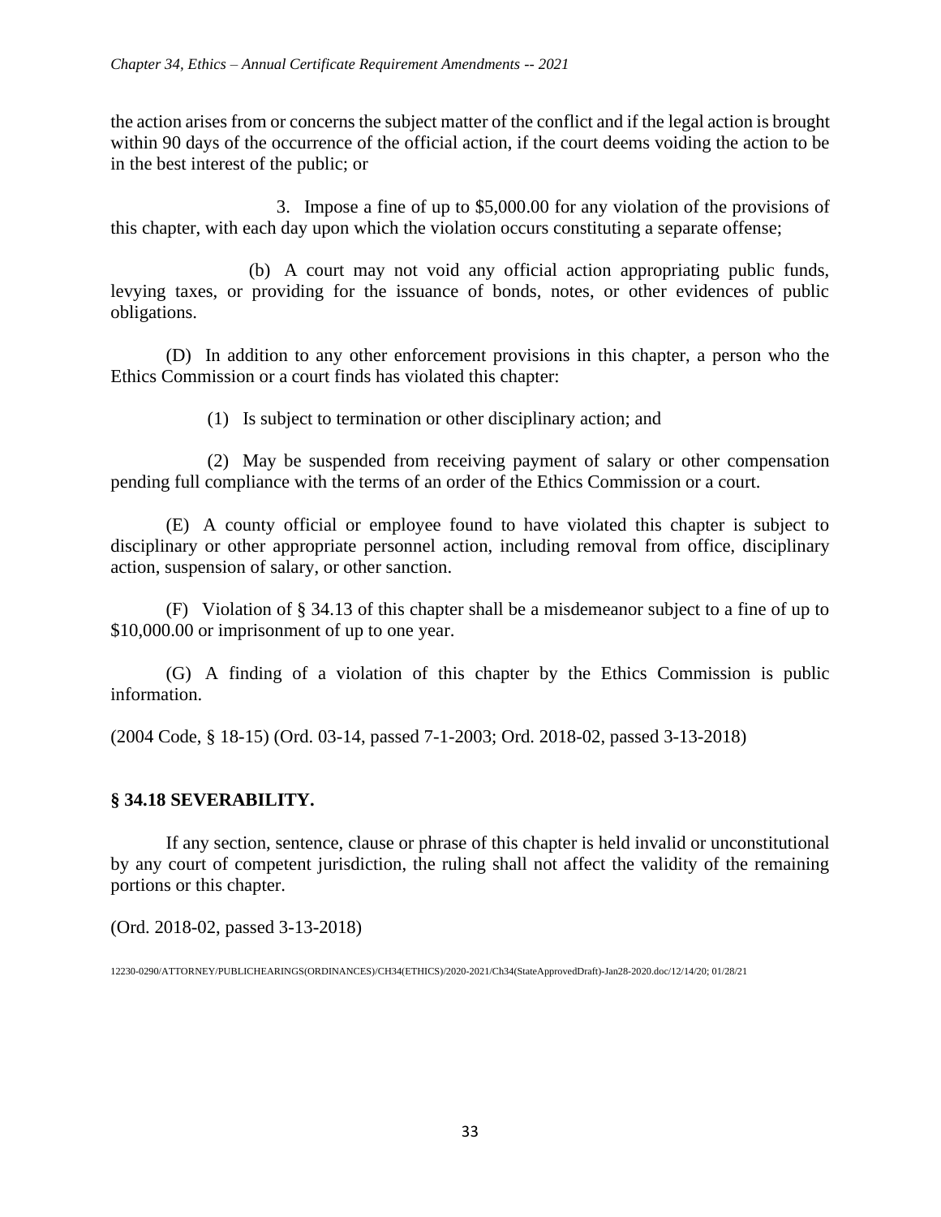the action arises from or concerns the subject matter of the conflict and if the legal action is brought within 90 days of the occurrence of the official action, if the court deems voiding the action to be in the best interest of the public; or

3. Impose a fine of up to $5,000.00 for any violation of the provisions of this chapter, with each day upon which the violation occurs constituting a separate offense;

(b) A court may not void any official action appropriating public funds, levying taxes, or providing for the issuance of bonds, notes, or other evidences of public obligations.

(D) In addition to any other enforcement provisions in this chapter, a person who the Ethics Commission or a court finds has violated this chapter:

(1) Is subject to termination or other disciplinary action; and

(2) May be suspended from receiving payment of salary or other compensation pending full compliance with the terms of an order of the Ethics Commission or a court.

(E) A county official or employee found to have violated this chapter is subject to disciplinary or other appropriate personnel action, including removal from office, disciplinary action, suspension of salary, or other sanction.

(F) Violation of § 34.13 of this chapter shall be a misdemeanor subject to a fine of up to $10,000.00 or imprisonment of up to one year.

(G) A finding of a violation of this chapter by the Ethics Commission is public information.

(2004 Code, § 18-15) (Ord. 03-14, passed 7-1-2003; Ord. 2018-02, passed 3-13-2018)

### § 34.18 SEVERABILITY.

If any section, sentence, clause or phrase of this chapter is held invalid or unconstitutional by any court of competent jurisdiction, the ruling shall not affect the validity of the remaining portions or this chapter.

(Ord. 2018-02, passed 3-13-2018)

12230-0290/ATTORNEY/PUBLICHEARINGS(ORDINANCES)/CH34(ETHICS)/2020-2021/Ch34(StateApprovedDraft)-Jan28-2020.doc/12/14/20; 01/28/21